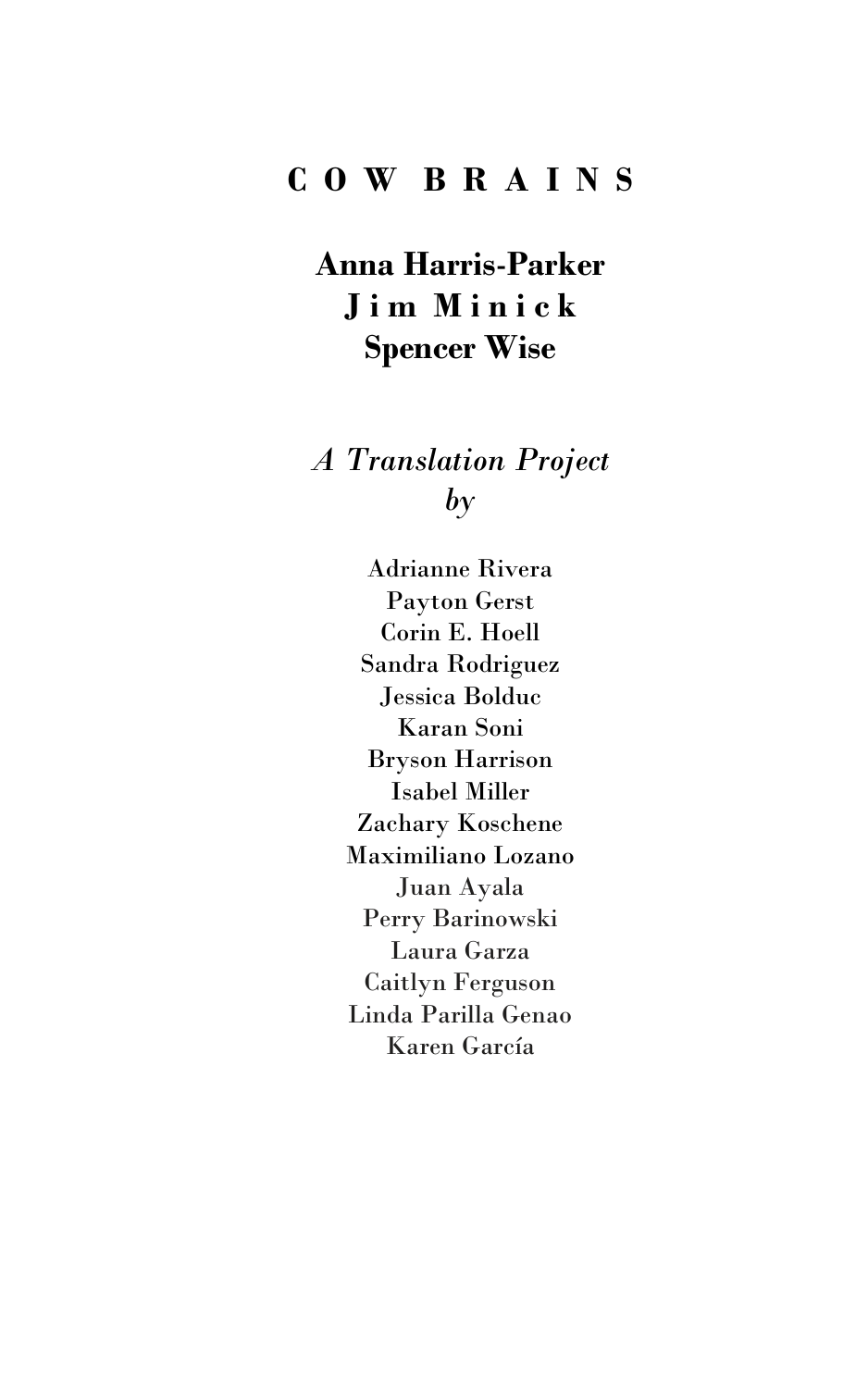# COW BRAINS

**Anna Harris-Parker**
**Jim Minick**
**Spencer Wise**

*A Translation Project*
*by*

Adrianne Rivera
Payton Gerst
Corin E. Hoell
Sandra Rodriguez
Jessica Bolduc
Karan Soni
Bryson Harrison
Isabel Miller
Zachary Koschene
Maximiliano Lozano
Juan Ayala
Perry Barinowski
Laura Garza
Caitlyn Ferguson
Linda Parilla Genao
Karen García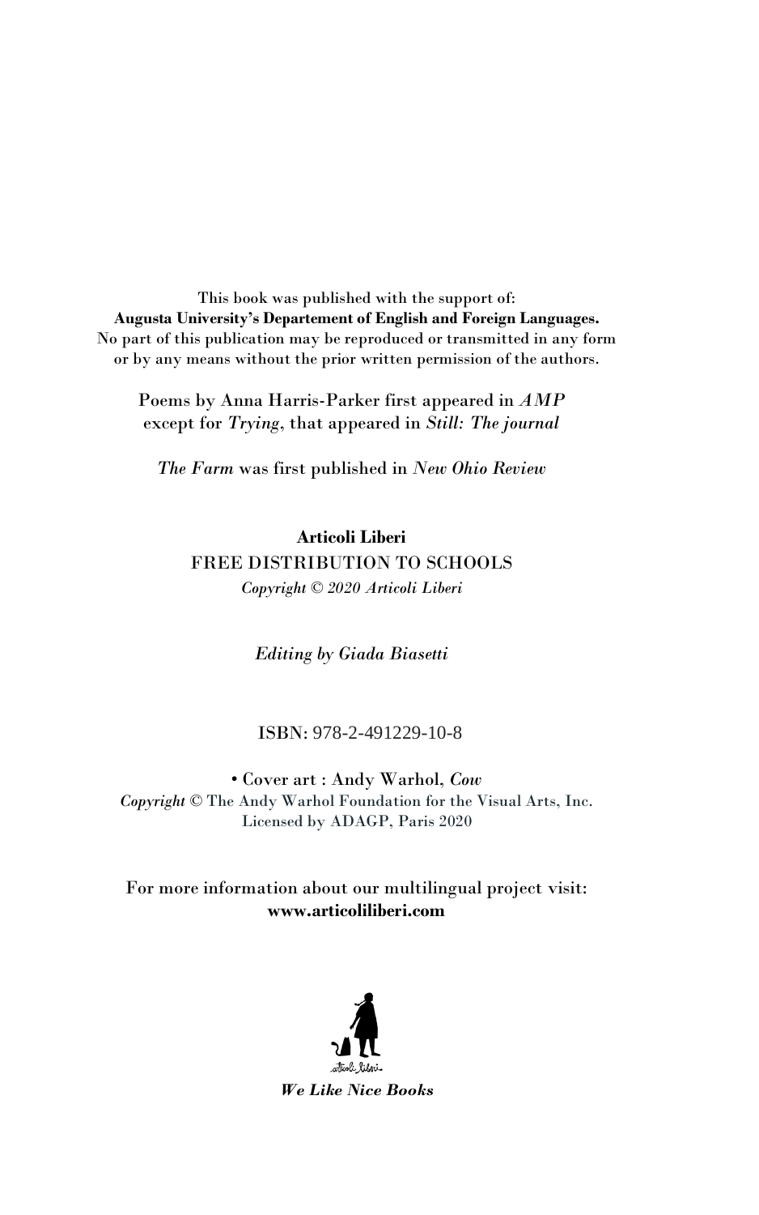This book was published with the support of:
**Augusta University's Departement of English and Foreign Languages.**
No part of this publication may be reproduced or transmitted in any form or by any means without the prior written permission of the authors.

Poems by Anna Harris-Parker first appeared in *AMP* except for *Trying*, that appeared in *Still: The journal*

*The Farm* was first published in *New Ohio Review*

**Articoli Liberi**
FREE DISTRIBUTION TO SCHOOLS
*Copyright © 2020 Articoli Liberi*

*Editing by Giada Biasetti*

ISBN: 978-2-491229-10-8

• Cover art : Andy Warhol, *Cow*
*Copyright* © The Andy Warhol Foundation for the Visual Arts, Inc.
Licensed by ADAGP, Paris 2020

For more information about our multilingual project visit:
**www.articoliliberi.com**

*We Like Nice Books*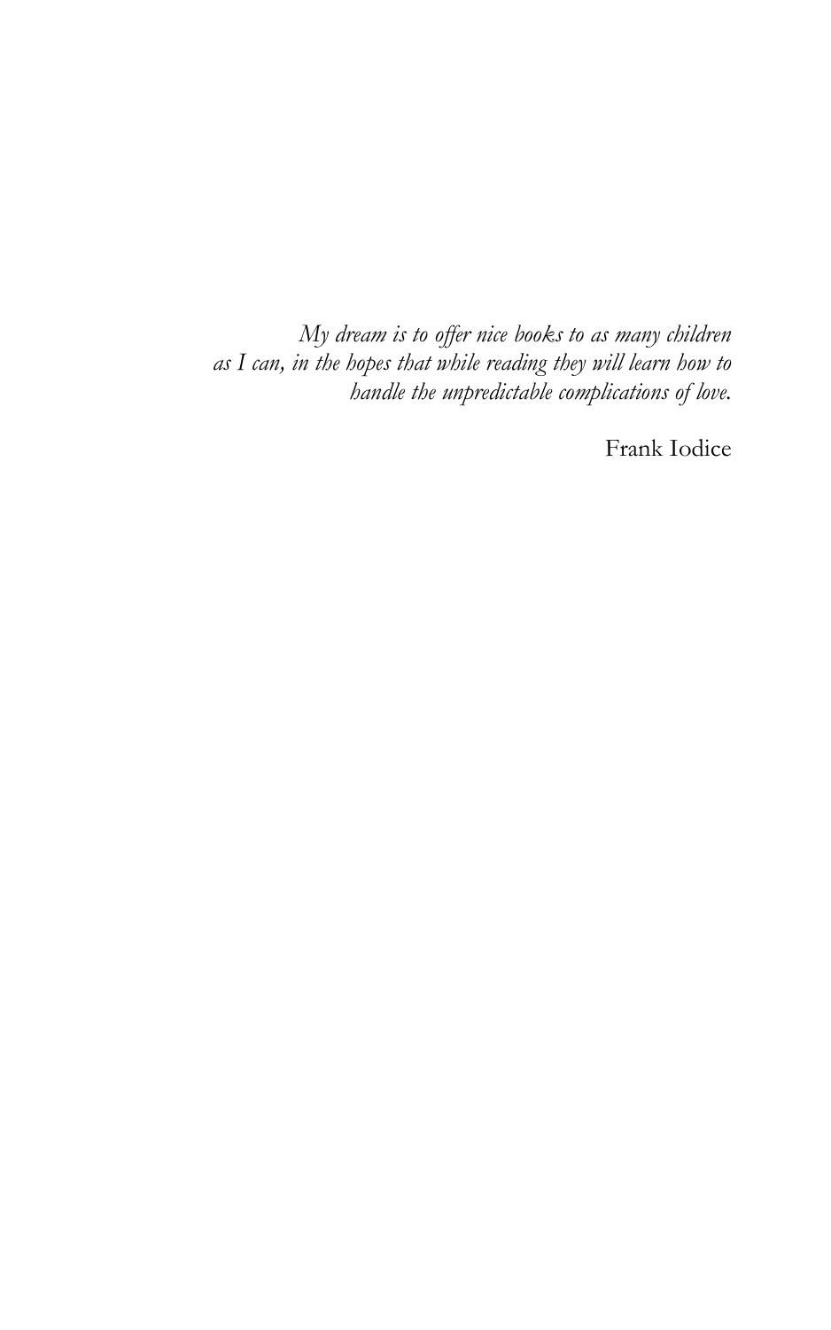*My dream is to offer nice books to as many children as I can, in the hopes that while reading they will learn how to handle the unpredictable complications of love.*

Frank Iodice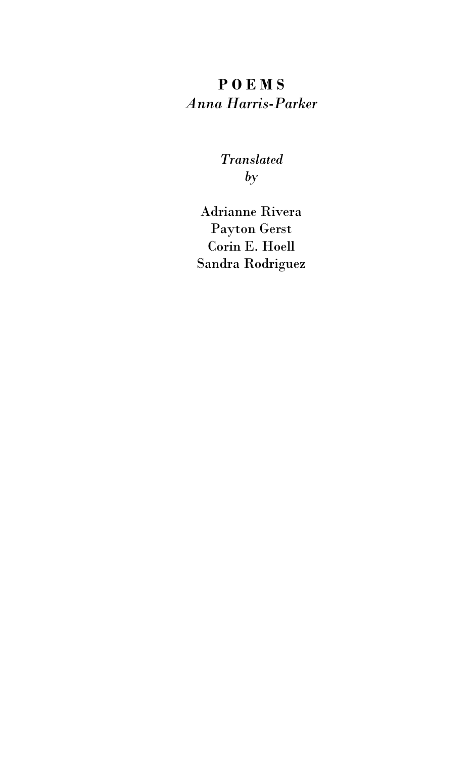# **P O E M S**

*Anna Harris-Parker*

*Translated*
*by*

Adrianne Rivera
Payton Gerst
Corin E. Hoell
Sandra Rodriguez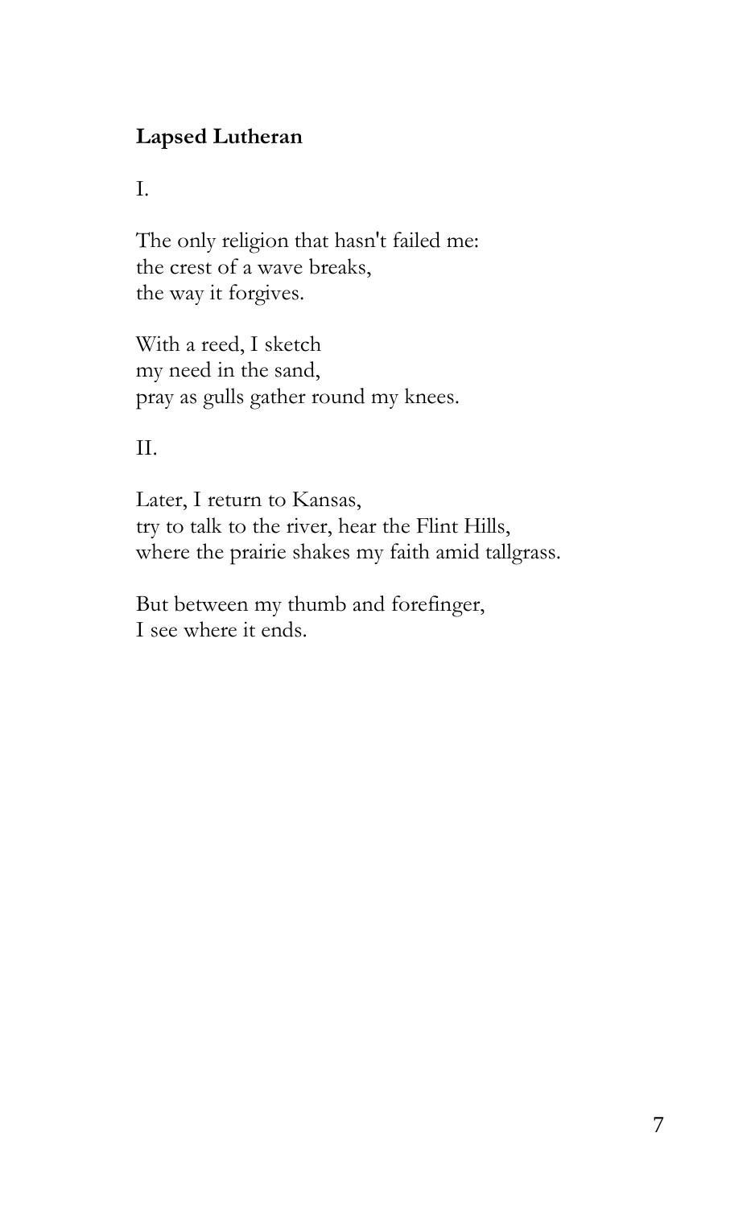**Lapsed Lutheran**

I.

The only religion that hasn't failed me:  
the crest of a wave breaks,  
the way it forgives.

With a reed, I sketch  
my need in the sand,  
pray as gulls gather round my knees.

II.

Later, I return to Kansas,  
try to talk to the river, hear the Flint Hills,  
where the prairie shakes my faith amid tallgrass.

But between my thumb and forefinger,  
I see where it ends.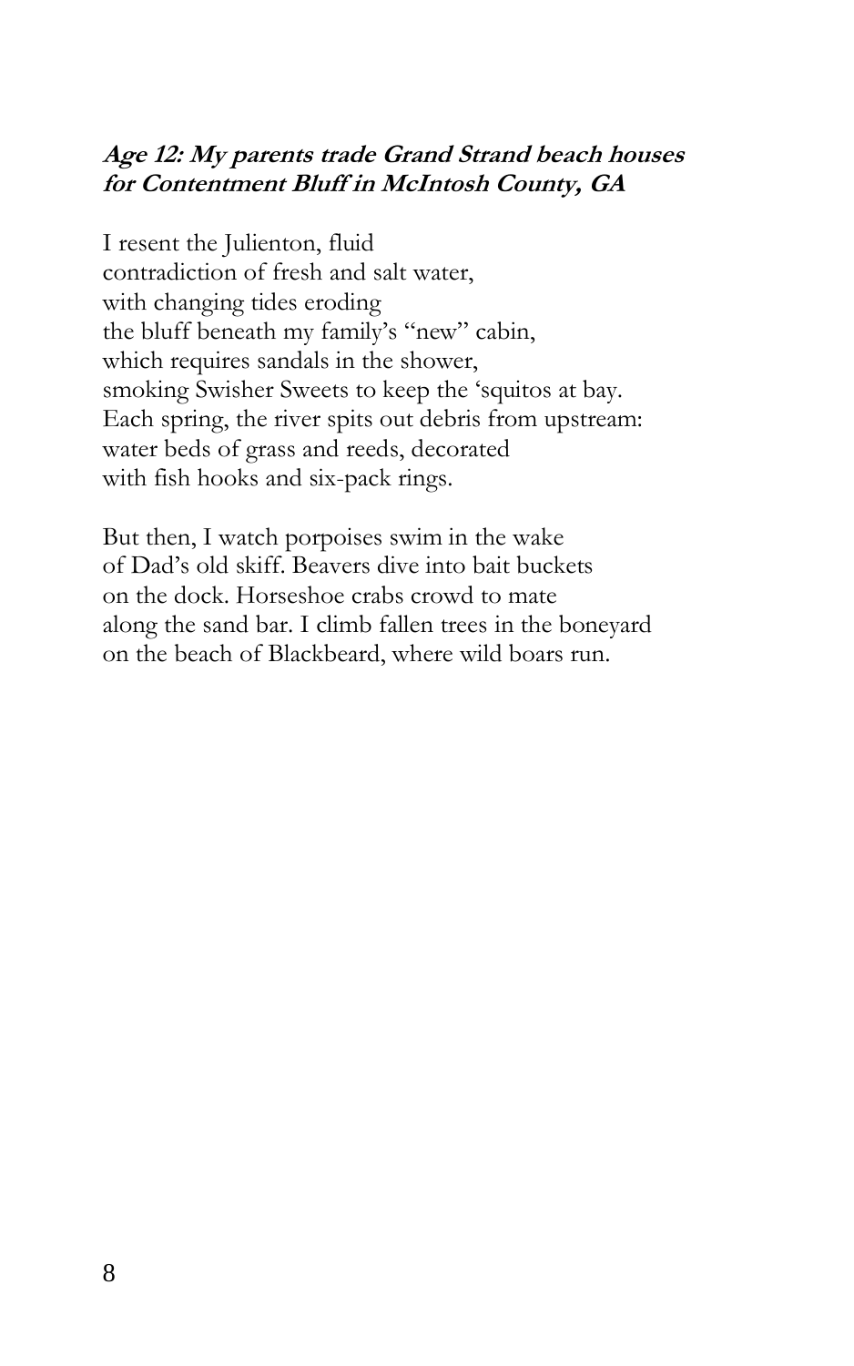### ***Age 12: My parents trade Grand Strand beach houses for Contentment Bluff in McIntosh County, GA***

I resent the Julienton, fluid
contradiction of fresh and salt water,
with changing tides eroding
the bluff beneath my family's "new" cabin,
which requires sandals in the shower,
smoking Swisher Sweets to keep the 'squitos at bay.
Each spring, the river spits out debris from upstream:
water beds of grass and reeds, decorated
with fish hooks and six-pack rings.

But then, I watch porpoises swim in the wake
of Dad's old skiff. Beavers dive into bait buckets
on the dock. Horseshoe crabs crowd to mate
along the sand bar. I climb fallen trees in the boneyard
on the beach of Blackbeard, where wild boars run.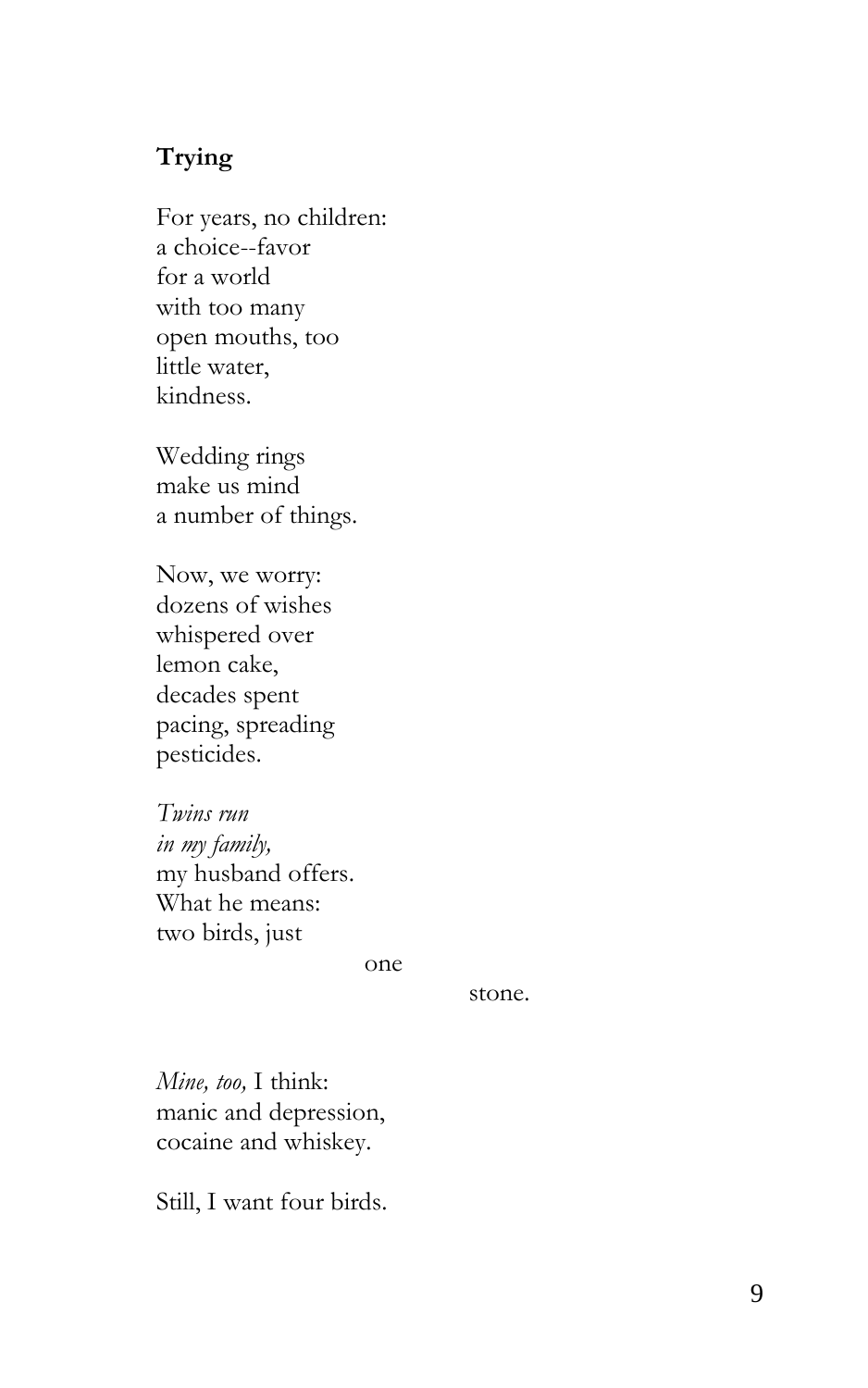**Trying**

For years, no children:  
a choice--favor  
for a world  
with too many  
open mouths, too  
little water,  
kindness.

Wedding rings  
make us mind  
a number of things.

Now, we worry:  
dozens of wishes  
whispered over  
lemon cake,  
decades spent  
pacing, spreading  
pesticides.

*Twins run*  
*in my family,*  
my husband offers.  
What he means:  
two birds, just

&nbsp;&nbsp;&nbsp;&nbsp;&nbsp;&nbsp;&nbsp;&nbsp;&nbsp;&nbsp;&nbsp;&nbsp;&nbsp;&nbsp;&nbsp;&nbsp;&nbsp;&nbsp;&nbsp;&nbsp;&nbsp;&nbsp;&nbsp;&nbsp;&nbsp;&nbsp;&nbsp;&nbsp;&nbsp;&nbsp;&nbsp;&nbsp;one

&nbsp;&nbsp;&nbsp;&nbsp;&nbsp;&nbsp;&nbsp;&nbsp;&nbsp;&nbsp;&nbsp;&nbsp;&nbsp;&nbsp;&nbsp;&nbsp;&nbsp;&nbsp;&nbsp;&nbsp;&nbsp;&nbsp;&nbsp;&nbsp;&nbsp;&nbsp;&nbsp;&nbsp;&nbsp;&nbsp;&nbsp;&nbsp;&nbsp;&nbsp;&nbsp;&nbsp;&nbsp;&nbsp;&nbsp;&nbsp;&nbsp;&nbsp;&nbsp;&nbsp;&nbsp;&nbsp;&nbsp;&nbsp;stone.

*Mine, too,* I think:  
manic and depression,  
cocaine and whiskey.

Still, I want four birds.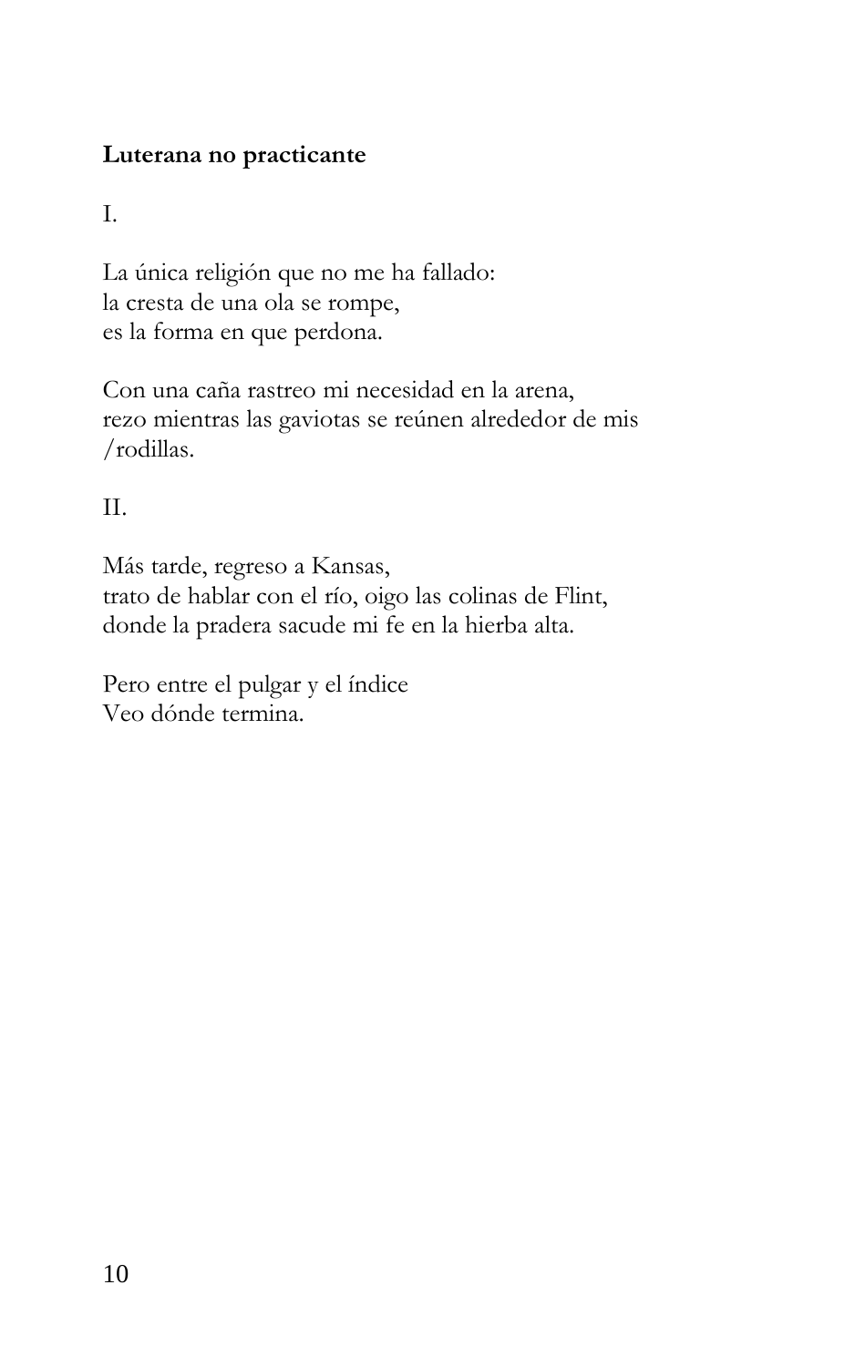**Luterana no practicante**

I.

La única religión que no me ha fallado:  
la cresta de una ola se rompe,  
es la forma en que perdona.

Con una caña rastreo mi necesidad en la arena,  
rezo mientras las gaviotas se reúnen alrededor de mis  
/rodillas.

II.

Más tarde, regreso a Kansas,  
trato de hablar con el río, oigo las colinas de Flint,  
donde la pradera sacude mi fe en la hierba alta.

Pero entre el pulgar y el índice  
Veo dónde termina.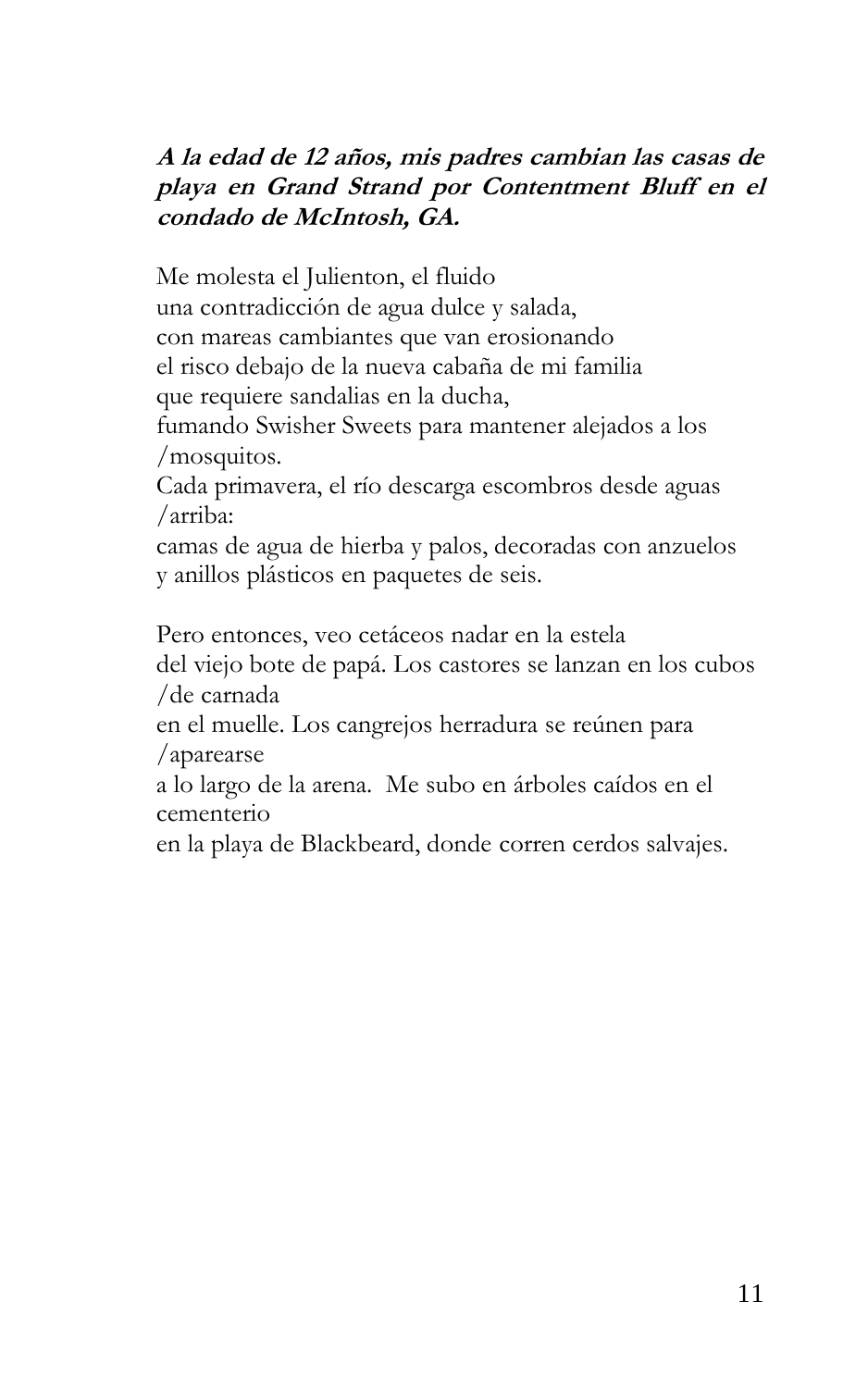### ***A la edad de 12 años, mis padres cambian las casas de playa en Grand Strand por Contentment Bluff en el condado de McIntosh, GA.***

Me molesta el Julienton, el fluido
una contradicción de agua dulce y salada,
con mareas cambiantes que van erosionando
el risco debajo de la nueva cabaña de mi familia
que requiere sandalias en la ducha,
fumando Swisher Sweets para mantener alejados a los
/mosquitos.
Cada primavera, el río descarga escombros desde aguas
/arriba:
camas de agua de hierba y palos, decoradas con anzuelos
y anillos plásticos en paquetes de seis.

Pero entonces, veo cetáceos nadar en la estela
del viejo bote de papá. Los castores se lanzan en los cubos
/de carnada
en el muelle. Los cangrejos herradura se reúnen para
/aparearse
a lo largo de la arena. Me subo en árboles caídos en el
cementerio
en la playa de Blackbeard, donde corren cerdos salvajes.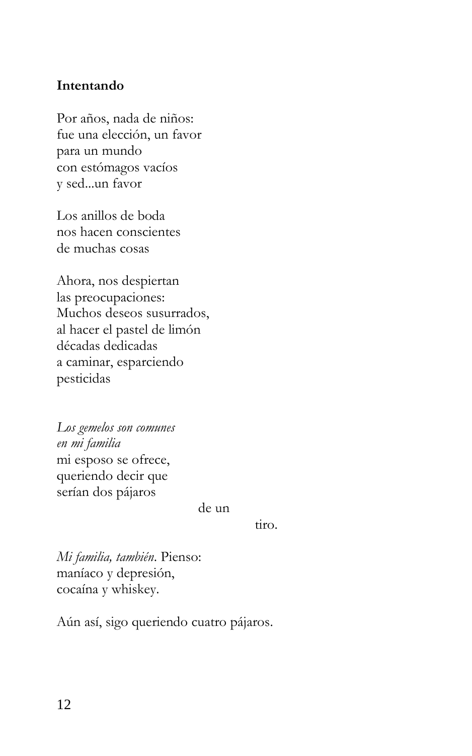**Intentando**

Por años, nada de niños:  
fue una elección, un favor  
para un mundo  
con estómagos vacíos  
y sed...un favor

Los anillos de boda  
nos hacen conscientes  
de muchas cosas

Ahora, nos despiertan  
las preocupaciones:  
Muchos deseos susurrados,  
al hacer el pastel de limón  
décadas dedicadas  
a caminar, esparciendo  
pesticidas

*Los gemelos son comunes*  
*en mi familia*  
mi esposo se ofrece,  
queriendo decir que  
serían dos pájaros

de un

tiro.

*Mi familia, también.* Pienso:  
maníaco y depresión,  
cocaína y whiskey.

Aún así, sigo queriendo cuatro pájaros.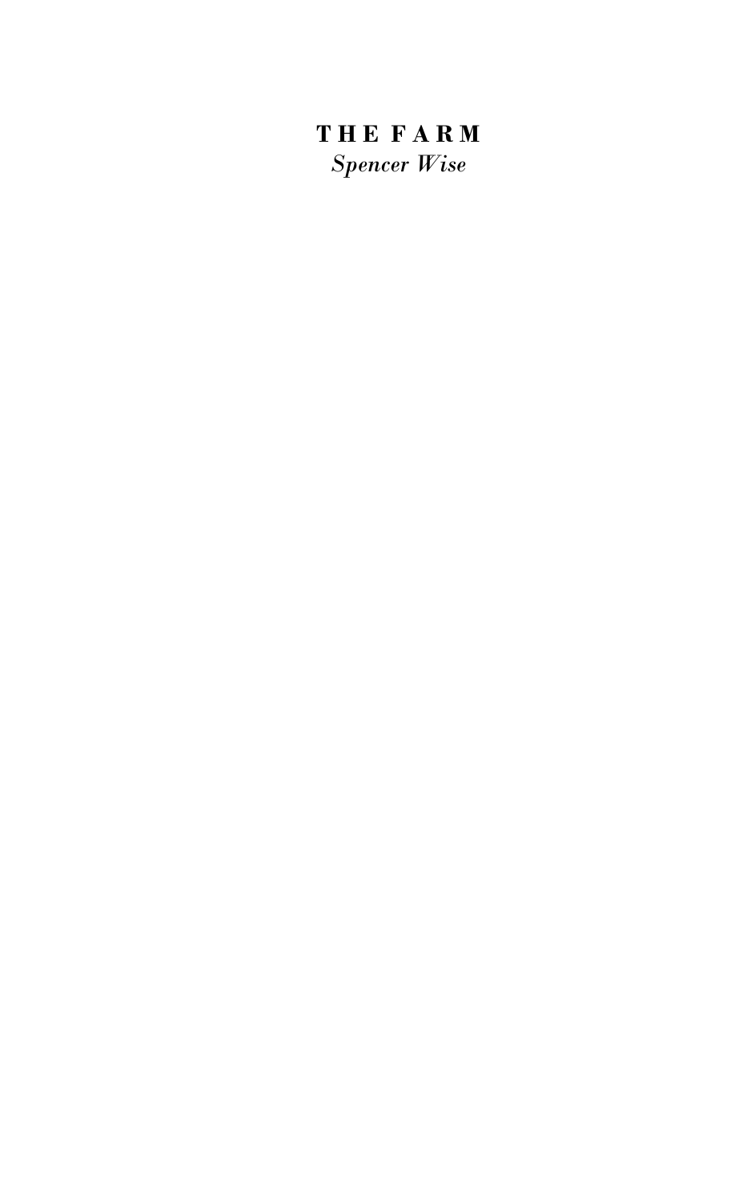# THE FARM

*Spencer Wise*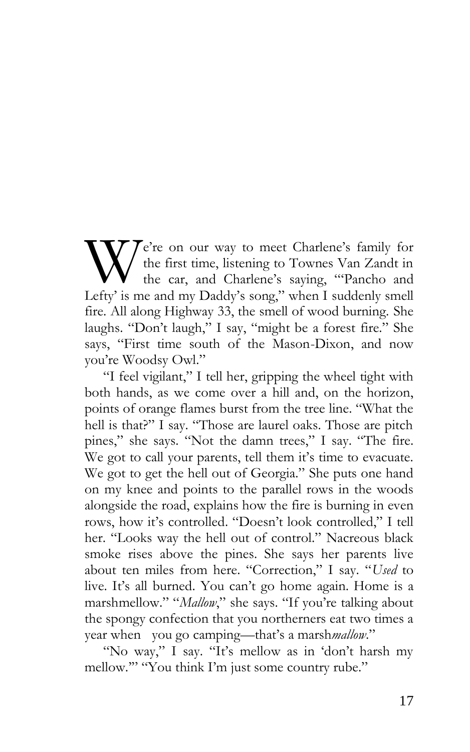We're on our way to meet Charlene's family for the first time, listening to Townes Van Zandt in the car, and Charlene's saying, "'Pancho and Lefty' is me and my Daddy's song," when I suddenly smell fire. All along Highway 33, the smell of wood burning. She laughs. "Don't laugh," I say, "might be a forest fire." She says, "First time south of the Mason-Dixon, and now you're Woodsy Owl."

"I feel vigilant," I tell her, gripping the wheel tight with both hands, as we come over a hill and, on the horizon, points of orange flames burst from the tree line. "What the hell is that?" I say. "Those are laurel oaks. Those are pitch pines," she says. "Not the damn trees," I say. "The fire. We got to call your parents, tell them it's time to evacuate. We got to get the hell out of Georgia." She puts one hand on my knee and points to the parallel rows in the woods alongside the road, explains how the fire is burning in even rows, how it's controlled. "Doesn't look controlled," I tell her. "Looks way the hell out of control." Nacreous black smoke rises above the pines. She says her parents live about ten miles from here. "Correction," I say. "*Used* to live. It's all burned. You can't go home again. Home is a marshmellow." "*Mallow*," she says. "If you're talking about the spongy confection that you northerners eat two times a year when you go camping—that's a marsh*mallow*."

"No way," I say. "It's mellow as in 'don't harsh my mellow.'" "You think I'm just some country rube."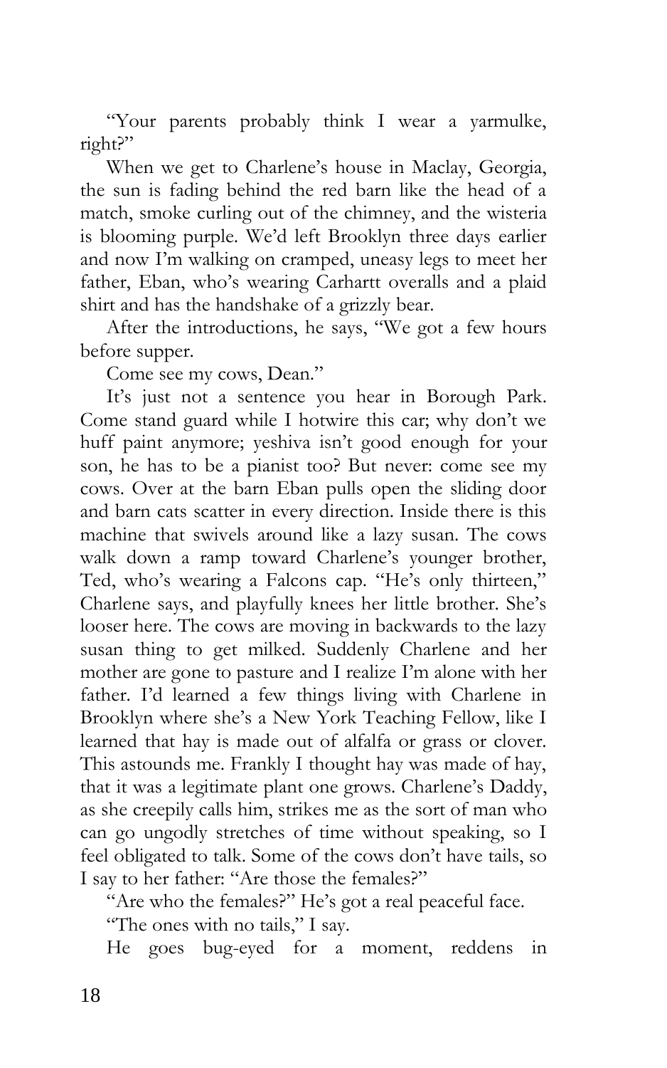"Your parents probably think I wear a yarmulke, right?"

When we get to Charlene's house in Maclay, Georgia, the sun is fading behind the red barn like the head of a match, smoke curling out of the chimney, and the wisteria is blooming purple. We'd left Brooklyn three days earlier and now I'm walking on cramped, uneasy legs to meet her father, Eban, who's wearing Carhartt overalls and a plaid shirt and has the handshake of a grizzly bear.

After the introductions, he says, "We got a few hours before supper.

Come see my cows, Dean."

It's just not a sentence you hear in Borough Park. Come stand guard while I hotwire this car; why don't we huff paint anymore; yeshiva isn't good enough for your son, he has to be a pianist too? But never: come see my cows. Over at the barn Eban pulls open the sliding door and barn cats scatter in every direction. Inside there is this machine that swivels around like a lazy susan. The cows walk down a ramp toward Charlene's younger brother, Ted, who's wearing a Falcons cap. "He's only thirteen," Charlene says, and playfully knees her little brother. She's looser here. The cows are moving in backwards to the lazy susan thing to get milked. Suddenly Charlene and her mother are gone to pasture and I realize I'm alone with her father. I'd learned a few things living with Charlene in Brooklyn where she's a New York Teaching Fellow, like I learned that hay is made out of alfalfa or grass or clover. This astounds me. Frankly I thought hay was made of hay, that it was a legitimate plant one grows. Charlene's Daddy, as she creepily calls him, strikes me as the sort of man who can go ungodly stretches of time without speaking, so I feel obligated to talk. Some of the cows don't have tails, so I say to her father: "Are those the females?"

"Are who the females?" He's got a real peaceful face.

"The ones with no tails," I say.

He goes bug-eyed for a moment, reddens in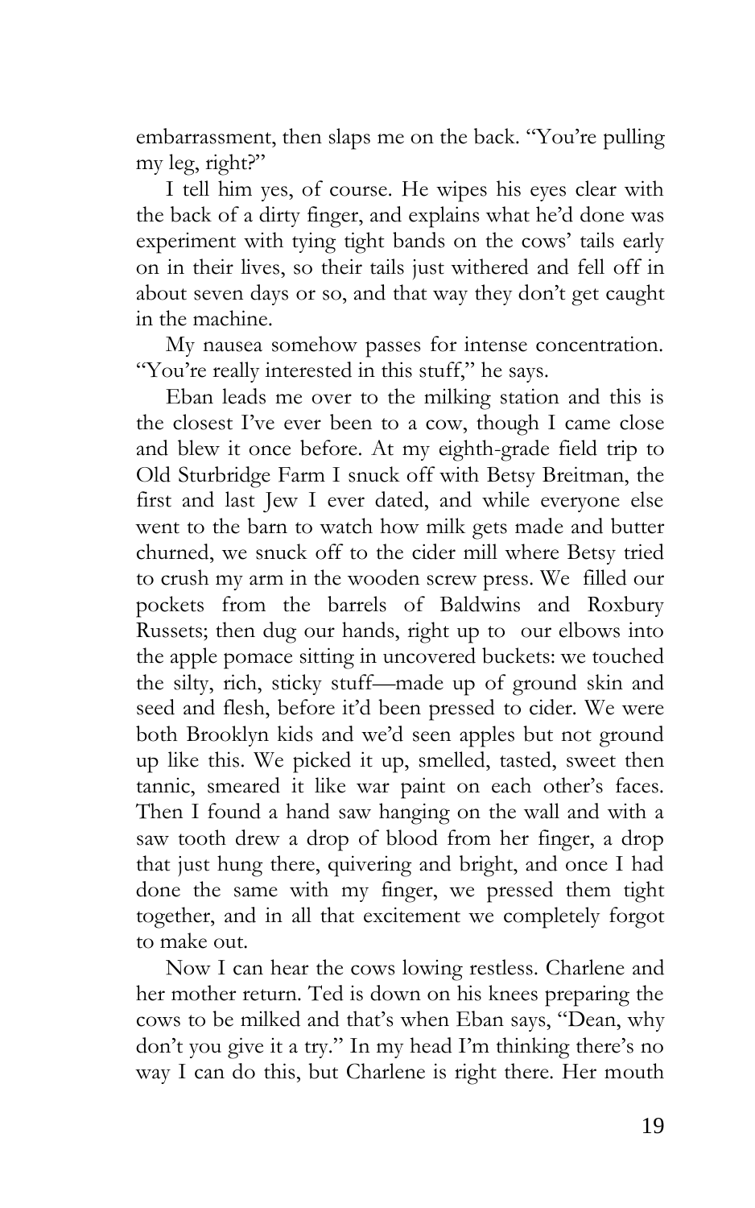embarrassment, then slaps me on the back. "You're pulling my leg, right?"

I tell him yes, of course. He wipes his eyes clear with the back of a dirty finger, and explains what he'd done was experiment with tying tight bands on the cows' tails early on in their lives, so their tails just withered and fell off in about seven days or so, and that way they don't get caught in the machine.

My nausea somehow passes for intense concentration. "You're really interested in this stuff," he says.

Eban leads me over to the milking station and this is the closest I've ever been to a cow, though I came close and blew it once before. At my eighth-grade field trip to Old Sturbridge Farm I snuck off with Betsy Breitman, the first and last Jew I ever dated, and while everyone else went to the barn to watch how milk gets made and butter churned, we snuck off to the cider mill where Betsy tried to crush my arm in the wooden screw press. We filled our pockets from the barrels of Baldwins and Roxbury Russets; then dug our hands, right up to our elbows into the apple pomace sitting in uncovered buckets: we touched the silty, rich, sticky stuff—made up of ground skin and seed and flesh, before it'd been pressed to cider. We were both Brooklyn kids and we'd seen apples but not ground up like this. We picked it up, smelled, tasted, sweet then tannic, smeared it like war paint on each other's faces. Then I found a hand saw hanging on the wall and with a saw tooth drew a drop of blood from her finger, a drop that just hung there, quivering and bright, and once I had done the same with my finger, we pressed them tight together, and in all that excitement we completely forgot to make out.

Now I can hear the cows lowing restless. Charlene and her mother return. Ted is down on his knees preparing the cows to be milked and that's when Eban says, "Dean, why don't you give it a try." In my head I'm thinking there's no way I can do this, but Charlene is right there. Her mouth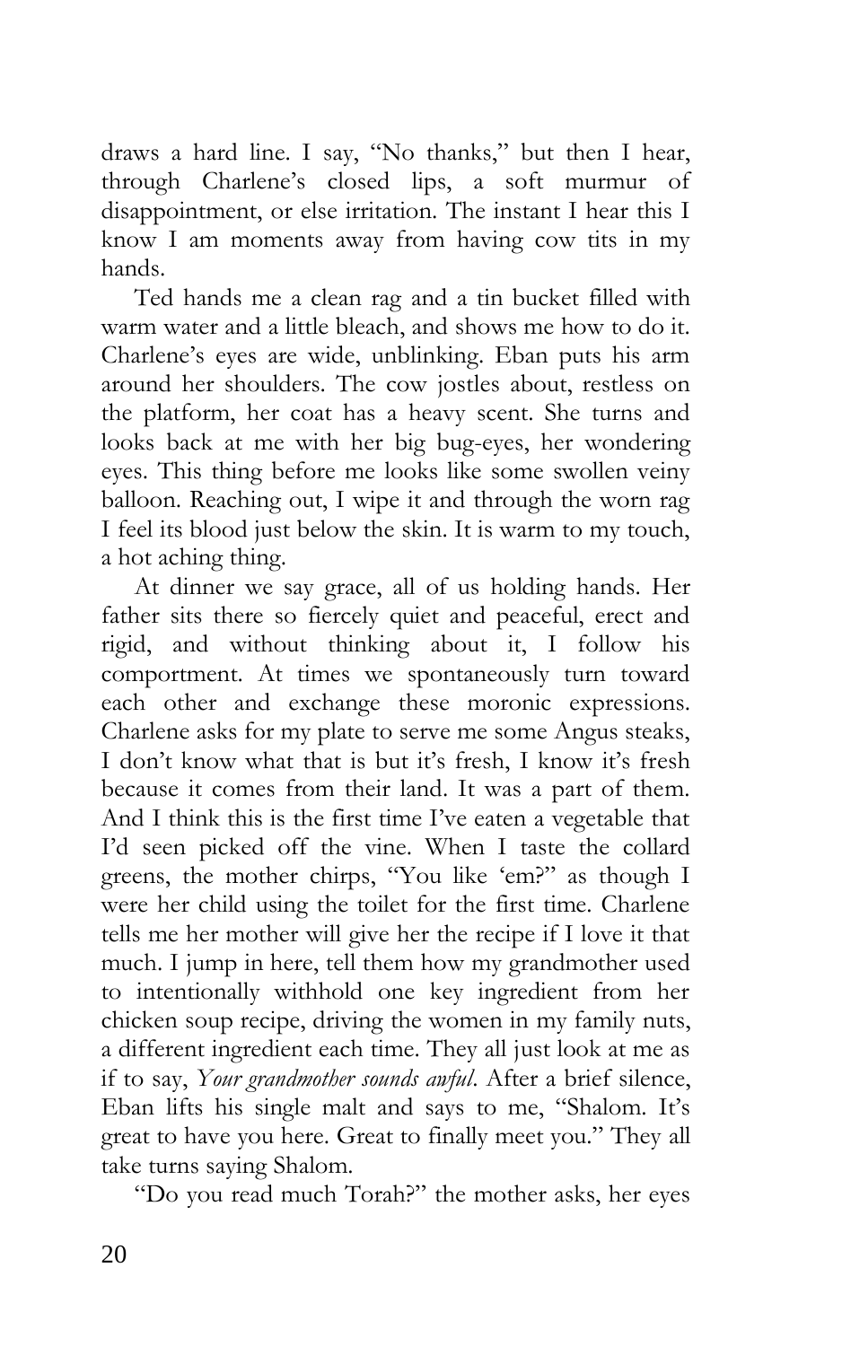draws a hard line. I say, "No thanks," but then I hear, through Charlene's closed lips, a soft murmur of disappointment, or else irritation. The instant I hear this I know I am moments away from having cow tits in my hands.

Ted hands me a clean rag and a tin bucket filled with warm water and a little bleach, and shows me how to do it. Charlene's eyes are wide, unblinking. Eban puts his arm around her shoulders. The cow jostles about, restless on the platform, her coat has a heavy scent. She turns and looks back at me with her big bug-eyes, her wondering eyes. This thing before me looks like some swollen veiny balloon. Reaching out, I wipe it and through the worn rag I feel its blood just below the skin. It is warm to my touch, a hot aching thing.

At dinner we say grace, all of us holding hands. Her father sits there so fiercely quiet and peaceful, erect and rigid, and without thinking about it, I follow his comportment. At times we spontaneously turn toward each other and exchange these moronic expressions. Charlene asks for my plate to serve me some Angus steaks, I don't know what that is but it's fresh, I know it's fresh because it comes from their land. It was a part of them. And I think this is the first time I've eaten a vegetable that I'd seen picked off the vine. When I taste the collard greens, the mother chirps, "You like 'em?" as though I were her child using the toilet for the first time. Charlene tells me her mother will give her the recipe if I love it that much. I jump in here, tell them how my grandmother used to intentionally withhold one key ingredient from her chicken soup recipe, driving the women in my family nuts, a different ingredient each time. They all just look at me as if to say, *Your grandmother sounds awful*. After a brief silence, Eban lifts his single malt and says to me, "Shalom. It's great to have you here. Great to finally meet you." They all take turns saying Shalom.

"Do you read much Torah?" the mother asks, her eyes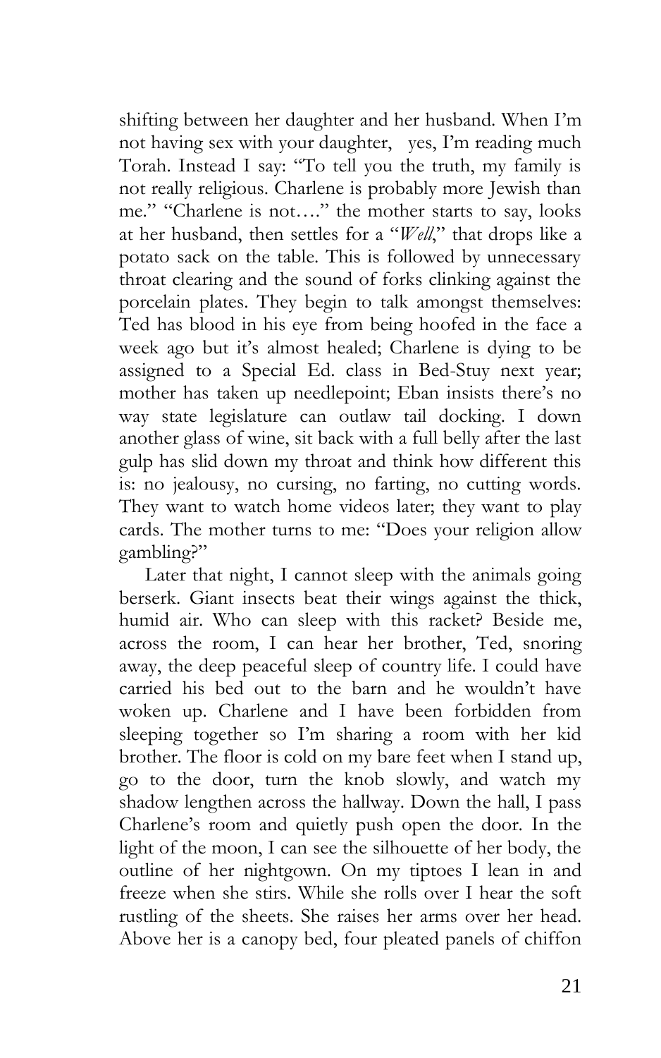shifting between her daughter and her husband. When I'm not having sex with your daughter,   yes, I'm reading much Torah. Instead I say: "To tell you the truth, my family is not really religious. Charlene is probably more Jewish than me." "Charlene is not…." the mother starts to say, looks at her husband, then settles for a "*Well*," that drops like a potato sack on the table. This is followed by unnecessary throat clearing and the sound of forks clinking against the porcelain plates. They begin to talk amongst themselves: Ted has blood in his eye from being hoofed in the face a week ago but it's almost healed; Charlene is dying to be assigned to a Special Ed. class in Bed-Stuy next year; mother has taken up needlepoint; Eban insists there's no way state legislature can outlaw tail docking. I down another glass of wine, sit back with a full belly after the last gulp has slid down my throat and think how different this is: no jealousy, no cursing, no farting, no cutting words. They want to watch home videos later; they want to play cards. The mother turns to me: "Does your religion allow gambling?"

Later that night, I cannot sleep with the animals going berserk. Giant insects beat their wings against the thick, humid air. Who can sleep with this racket? Beside me, across the room, I can hear her brother, Ted, snoring away, the deep peaceful sleep of country life. I could have carried his bed out to the barn and he wouldn't have woken up. Charlene and I have been forbidden from sleeping together so I'm sharing a room with her kid brother. The floor is cold on my bare feet when I stand up, go to the door, turn the knob slowly, and watch my shadow lengthen across the hallway. Down the hall, I pass Charlene's room and quietly push open the door. In the light of the moon, I can see the silhouette of her body, the outline of her nightgown. On my tiptoes I lean in and freeze when she stirs. While she rolls over I hear the soft rustling of the sheets. She raises her arms over her head. Above her is a canopy bed, four pleated panels of chiffon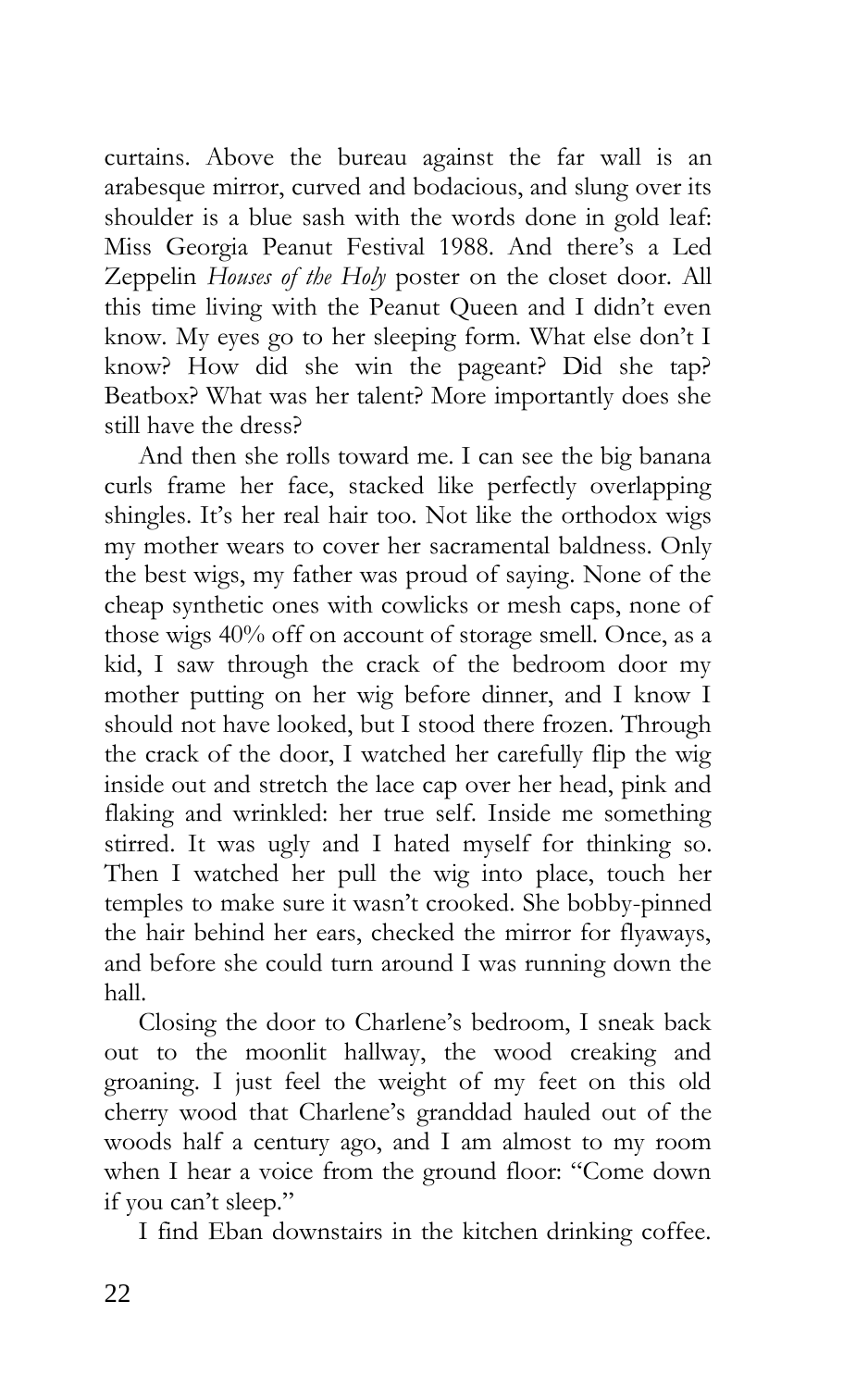curtains. Above the bureau against the far wall is an arabesque mirror, curved and bodacious, and slung over its shoulder is a blue sash with the words done in gold leaf: Miss Georgia Peanut Festival 1988. And there's a Led Zeppelin *Houses of the Holy* poster on the closet door. All this time living with the Peanut Queen and I didn't even know. My eyes go to her sleeping form. What else don't I know? How did she win the pageant? Did she tap? Beatbox? What was her talent? More importantly does she still have the dress?

And then she rolls toward me. I can see the big banana curls frame her face, stacked like perfectly overlapping shingles. It's her real hair too. Not like the orthodox wigs my mother wears to cover her sacramental baldness. Only the best wigs, my father was proud of saying. None of the cheap synthetic ones with cowlicks or mesh caps, none of those wigs 40% off on account of storage smell. Once, as a kid, I saw through the crack of the bedroom door my mother putting on her wig before dinner, and I know I should not have looked, but I stood there frozen. Through the crack of the door, I watched her carefully flip the wig inside out and stretch the lace cap over her head, pink and flaking and wrinkled: her true self. Inside me something stirred. It was ugly and I hated myself for thinking so. Then I watched her pull the wig into place, touch her temples to make sure it wasn't crooked. She bobby-pinned the hair behind her ears, checked the mirror for flyaways, and before she could turn around I was running down the hall.

Closing the door to Charlene's bedroom, I sneak back out to the moonlit hallway, the wood creaking and groaning. I just feel the weight of my feet on this old cherry wood that Charlene's granddad hauled out of the woods half a century ago, and I am almost to my room when I hear a voice from the ground floor: "Come down if you can't sleep."

I find Eban downstairs in the kitchen drinking coffee.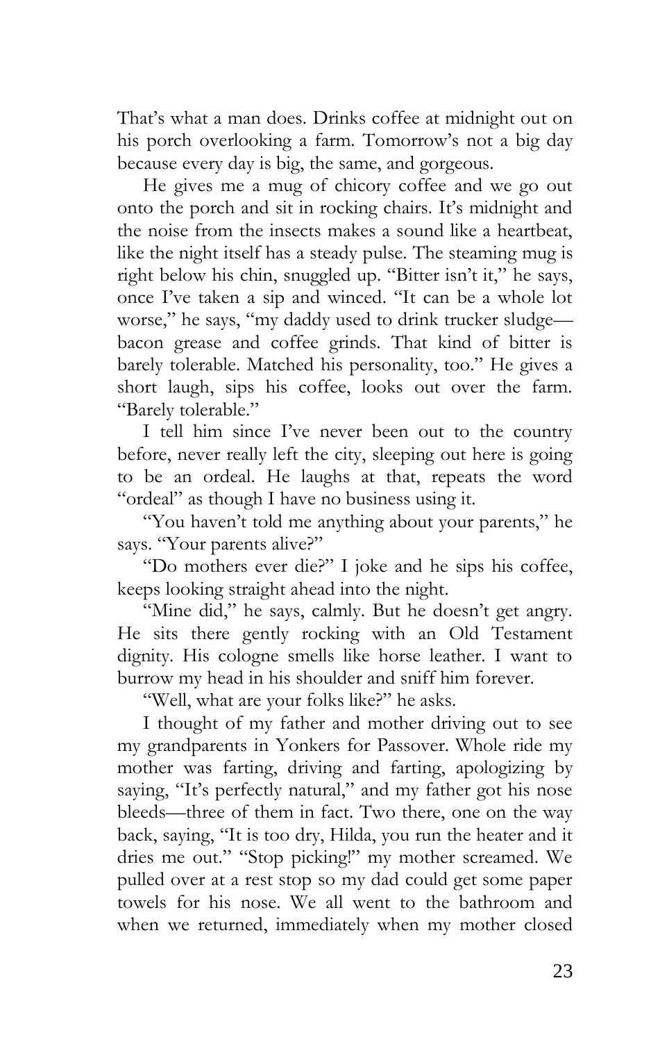That's what a man does. Drinks coffee at midnight out on his porch overlooking a farm. Tomorrow's not a big day because every day is big, the same, and gorgeous.

He gives me a mug of chicory coffee and we go out onto the porch and sit in rocking chairs. It's midnight and the noise from the insects makes a sound like a heartbeat, like the night itself has a steady pulse. The steaming mug is right below his chin, snuggled up. "Bitter isn't it," he says, once I've taken a sip and winced. "It can be a whole lot worse," he says, "my daddy used to drink trucker sludge—bacon grease and coffee grinds. That kind of bitter is barely tolerable. Matched his personality, too." He gives a short laugh, sips his coffee, looks out over the farm. "Barely tolerable."

I tell him since I've never been out to the country before, never really left the city, sleeping out here is going to be an ordeal. He laughs at that, repeats the word "ordeal" as though I have no business using it.

"You haven't told me anything about your parents," he says. "Your parents alive?"

"Do mothers ever die?" I joke and he sips his coffee, keeps looking straight ahead into the night.

"Mine did," he says, calmly. But he doesn't get angry. He sits there gently rocking with an Old Testament dignity. His cologne smells like horse leather. I want to burrow my head in his shoulder and sniff him forever.

"Well, what are your folks like?" he asks.

I thought of my father and mother driving out to see my grandparents in Yonkers for Passover. Whole ride my mother was farting, driving and farting, apologizing by saying, "It's perfectly natural," and my father got his nose bleeds—three of them in fact. Two there, one on the way back, saying, "It is too dry, Hilda, you run the heater and it dries me out." "Stop picking!" my mother screamed. We pulled over at a rest stop so my dad could get some paper towels for his nose. We all went to the bathroom and when we returned, immediately when my mother closed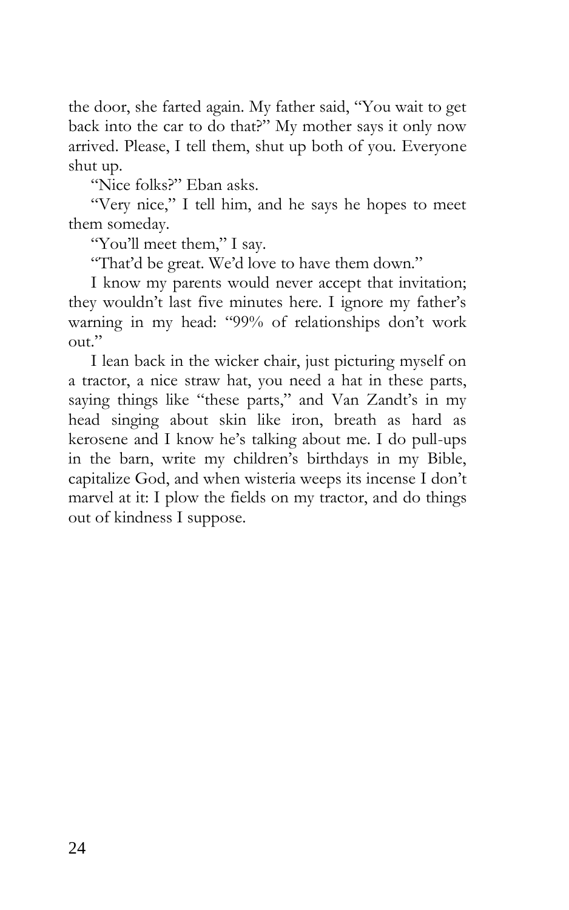the door, she farted again. My father said, "You wait to get back into the car to do that?" My mother says it only now arrived. Please, I tell them, shut up both of you. Everyone shut up.

"Nice folks?" Eban asks.

"Very nice," I tell him, and he says he hopes to meet them someday.

"You'll meet them," I say.

"That'd be great. We'd love to have them down."

I know my parents would never accept that invitation; they wouldn't last five minutes here. I ignore my father's warning in my head: "99% of relationships don't work out."

I lean back in the wicker chair, just picturing myself on a tractor, a nice straw hat, you need a hat in these parts, saying things like "these parts," and Van Zandt's in my head singing about skin like iron, breath as hard as kerosene and I know he's talking about me. I do pull-ups in the barn, write my children's birthdays in my Bible, capitalize God, and when wisteria weeps its incense I don't marvel at it: I plow the fields on my tractor, and do things out of kindness I suppose.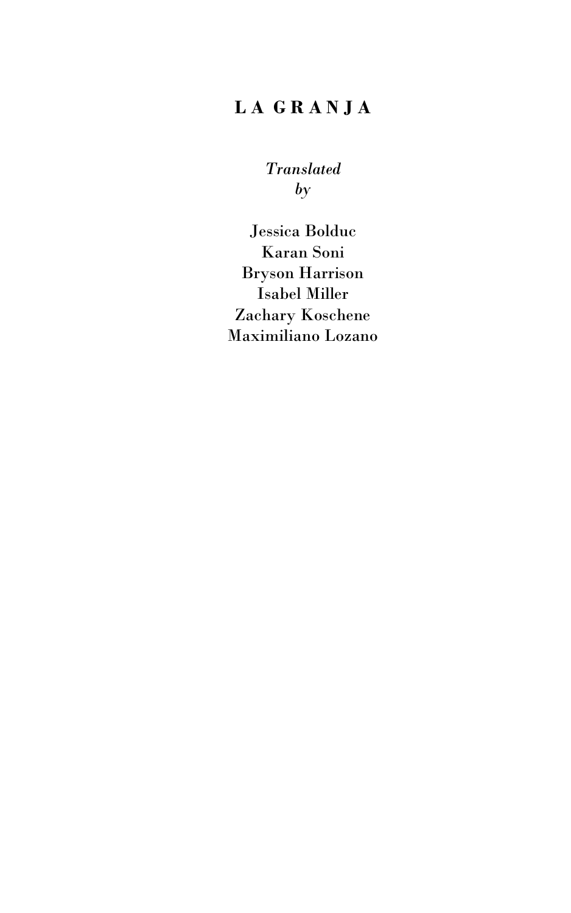# LA GRANJA

*Translated by*

Jessica Bolduc
Karan Soni
Bryson Harrison
Isabel Miller
Zachary Koschene
Maximiliano Lozano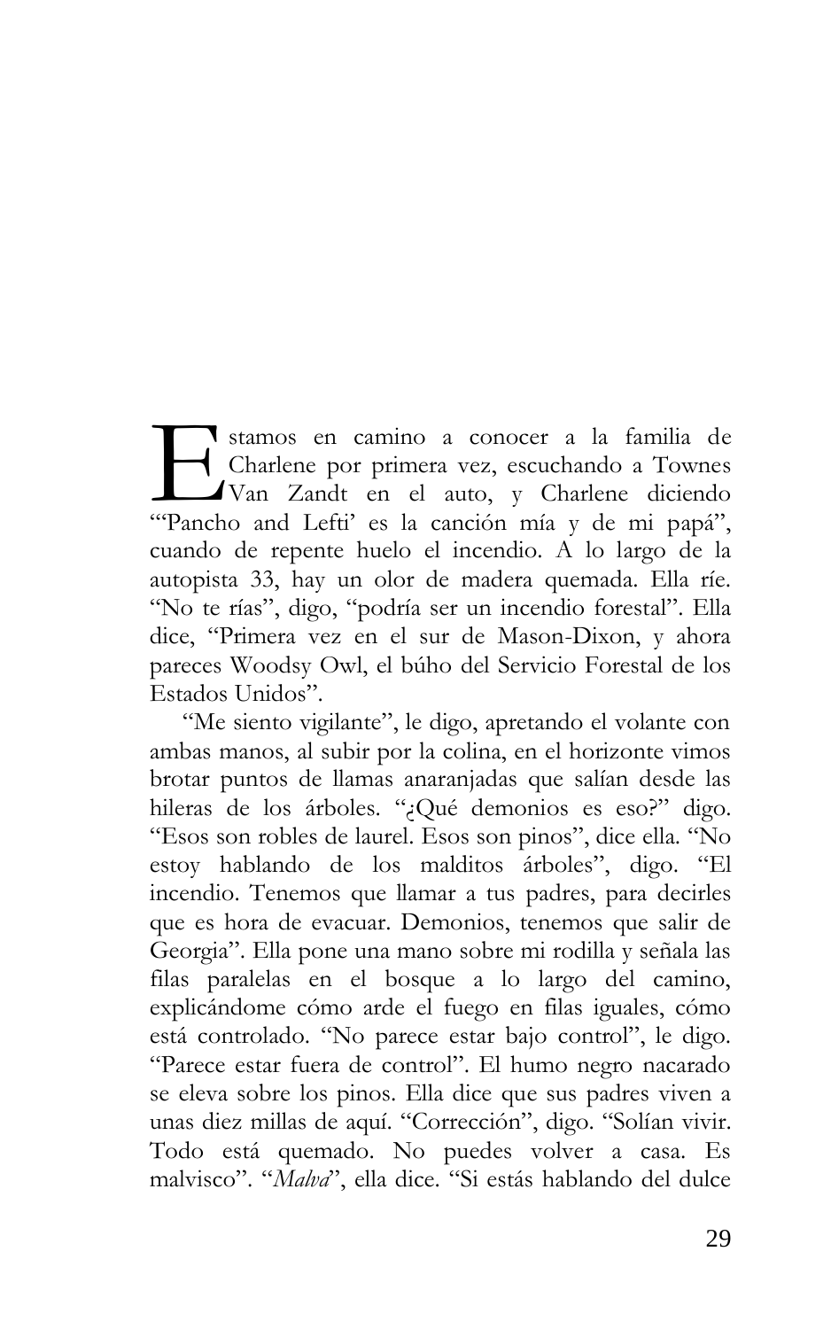Estamos en camino a conocer a la familia de Charlene por primera vez, escuchando a Townes Van Zandt en el auto, y Charlene diciendo "'Pancho and Lefti' es la canción mía y de mi papá", cuando de repente huelo el incendio. A lo largo de la autopista 33, hay un olor de madera quemada. Ella ríe. "No te rías", digo, "podría ser un incendio forestal". Ella dice, "Primera vez en el sur de Mason-Dixon, y ahora pareces Woodsy Owl, el búho del Servicio Forestal de los Estados Unidos".

"Me siento vigilante", le digo, apretando el volante con ambas manos, al subir por la colina, en el horizonte vimos brotar puntos de llamas anaranjadas que salían desde las hileras de los árboles. "¿Qué demonios es eso?" digo. "Esos son robles de laurel. Esos son pinos", dice ella. "No estoy hablando de los malditos árboles", digo. "El incendio. Tenemos que llamar a tus padres, para decirles que es hora de evacuar. Demonios, tenemos que salir de Georgia". Ella pone una mano sobre mi rodilla y señala las filas paralelas en el bosque a lo largo del camino, explicándome cómo arde el fuego en filas iguales, cómo está controlado. "No parece estar bajo control", le digo. "Parece estar fuera de control". El humo negro nacarado se eleva sobre los pinos. Ella dice que sus padres viven a unas diez millas de aquí. "Corrección", digo. "Solían vivir. Todo está quemado. No puedes volver a casa. Es malvisco". "*Malva*", ella dice. "Si estás hablando del dulce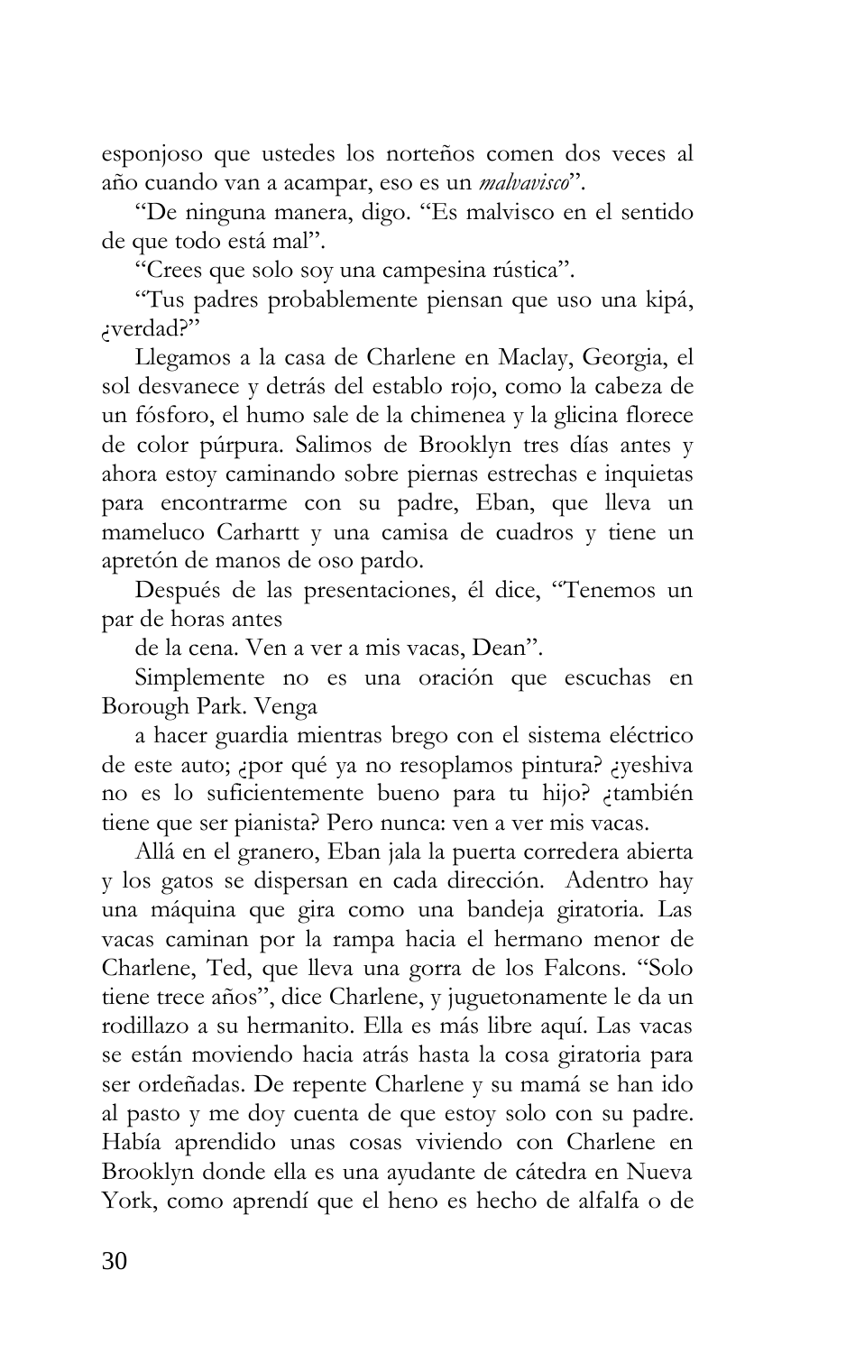esponjoso que ustedes los norteños comen dos veces al año cuando van a acampar, eso es un *malvavisco*".

"De ninguna manera, digo. "Es malvisco en el sentido de que todo está mal".

"Crees que solo soy una campesina rústica".

"Tus padres probablemente piensan que uso una kipá, ¿verdad?"

Llegamos a la casa de Charlene en Maclay, Georgia, el sol desvanece y detrás del establo rojo, como la cabeza de un fósforo, el humo sale de la chimenea y la glicina florece de color púrpura. Salimos de Brooklyn tres días antes y ahora estoy caminando sobre piernas estrechas e inquietas para encontrarme con su padre, Eban, que lleva un mameluco Carhartt y una camisa de cuadros y tiene un apretón de manos de oso pardo.

Después de las presentaciones, él dice, "Tenemos un par de horas antes

de la cena. Ven a ver a mis vacas, Dean".

Simplemente no es una oración que escuchas en Borough Park. Venga

a hacer guardia mientras brego con el sistema eléctrico de este auto; ¿por qué ya no resoplamos pintura? ¿yeshiva no es lo suficientemente bueno para tu hijo? ¿también tiene que ser pianista? Pero nunca: ven a ver mis vacas.

Allá en el granero, Eban jala la puerta corredera abierta y los gatos se dispersan en cada dirección. Adentro hay una máquina que gira como una bandeja giratoria. Las vacas caminan por la rampa hacia el hermano menor de Charlene, Ted, que lleva una gorra de los Falcons. "Solo tiene trece años", dice Charlene, y juguetonamente le da un rodillazo a su hermanito. Ella es más libre aquí. Las vacas se están moviendo hacia atrás hasta la cosa giratoria para ser ordeñadas. De repente Charlene y su mamá se han ido al pasto y me doy cuenta de que estoy solo con su padre. Había aprendido unas cosas viviendo con Charlene en Brooklyn donde ella es una ayudante de cátedra en Nueva York, como aprendí que el heno es hecho de alfalfa o de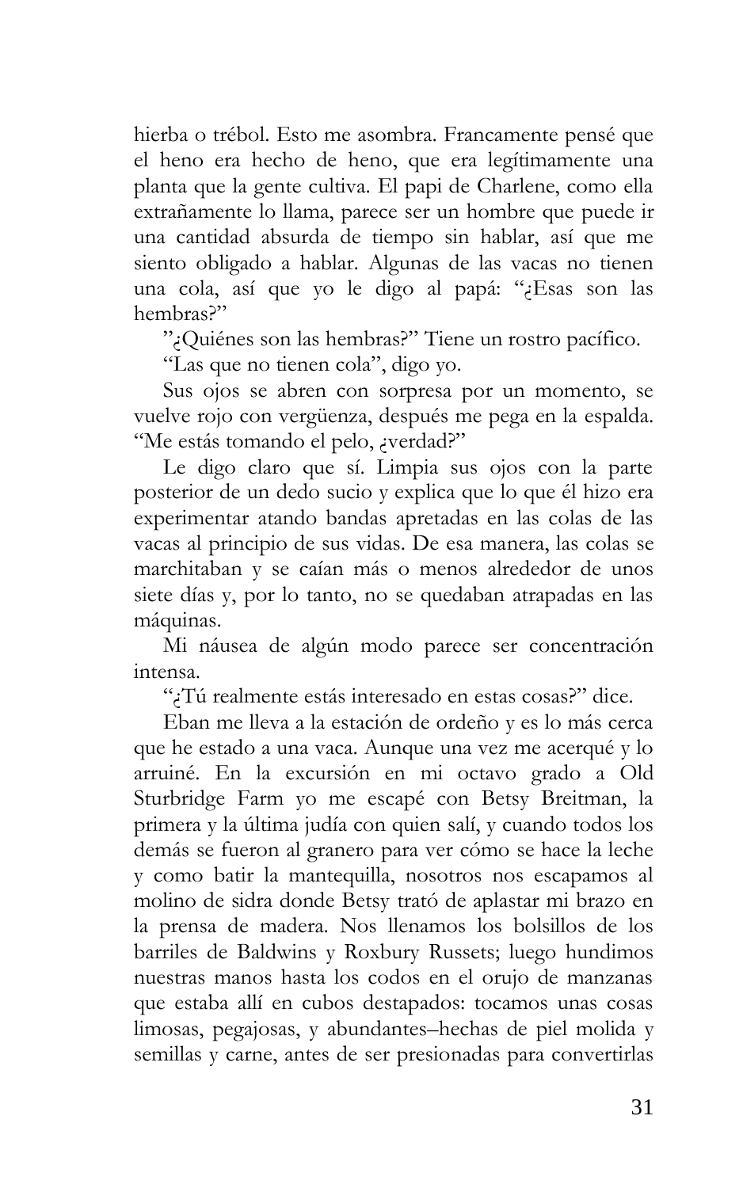hierba o trébol. Esto me asombra. Francamente pensé que el heno era hecho de heno, que era legítimamente una planta que la gente cultiva. El papi de Charlene, como ella extrañamente lo llama, parece ser un hombre que puede ir una cantidad absurda de tiempo sin hablar, así que me siento obligado a hablar. Algunas de las vacas no tienen una cola, así que yo le digo al papá: "¿Esas son las hembras?"

"¿Quiénes son las hembras?" Tiene un rostro pacífico.

"Las que no tienen cola", digo yo.

Sus ojos se abren con sorpresa por un momento, se vuelve rojo con vergüenza, después me pega en la espalda. "Me estás tomando el pelo, ¿verdad?"

Le digo claro que sí. Limpia sus ojos con la parte posterior de un dedo sucio y explica que lo que él hizo era experimentar atando bandas apretadas en las colas de las vacas al principio de sus vidas. De esa manera, las colas se marchitaban y se caían más o menos alrededor de unos siete días y, por lo tanto, no se quedaban atrapadas en las máquinas.

Mi náusea de algún modo parece ser concentración intensa.

"¿Tú realmente estás interesado en estas cosas?" dice.

Eban me lleva a la estación de ordeño y es lo más cerca que he estado a una vaca. Aunque una vez me acerqué y lo arruiné. En la excursión en mi octavo grado a Old Sturbridge Farm yo me escapé con Betsy Breitman, la primera y la última judía con quien salí, y cuando todos los demás se fueron al granero para ver cómo se hace la leche y como batir la mantequilla, nosotros nos escapamos al molino de sidra donde Betsy trató de aplastar mi brazo en la prensa de madera. Nos llenamos los bolsillos de los barriles de Baldwins y Roxbury Russets; luego hundimos nuestras manos hasta los codos en el orujo de manzanas que estaba allí en cubos destapados: tocamos unas cosas limosas, pegajosas, y abundantes–hechas de piel molida y semillas y carne, antes de ser presionadas para convertirlas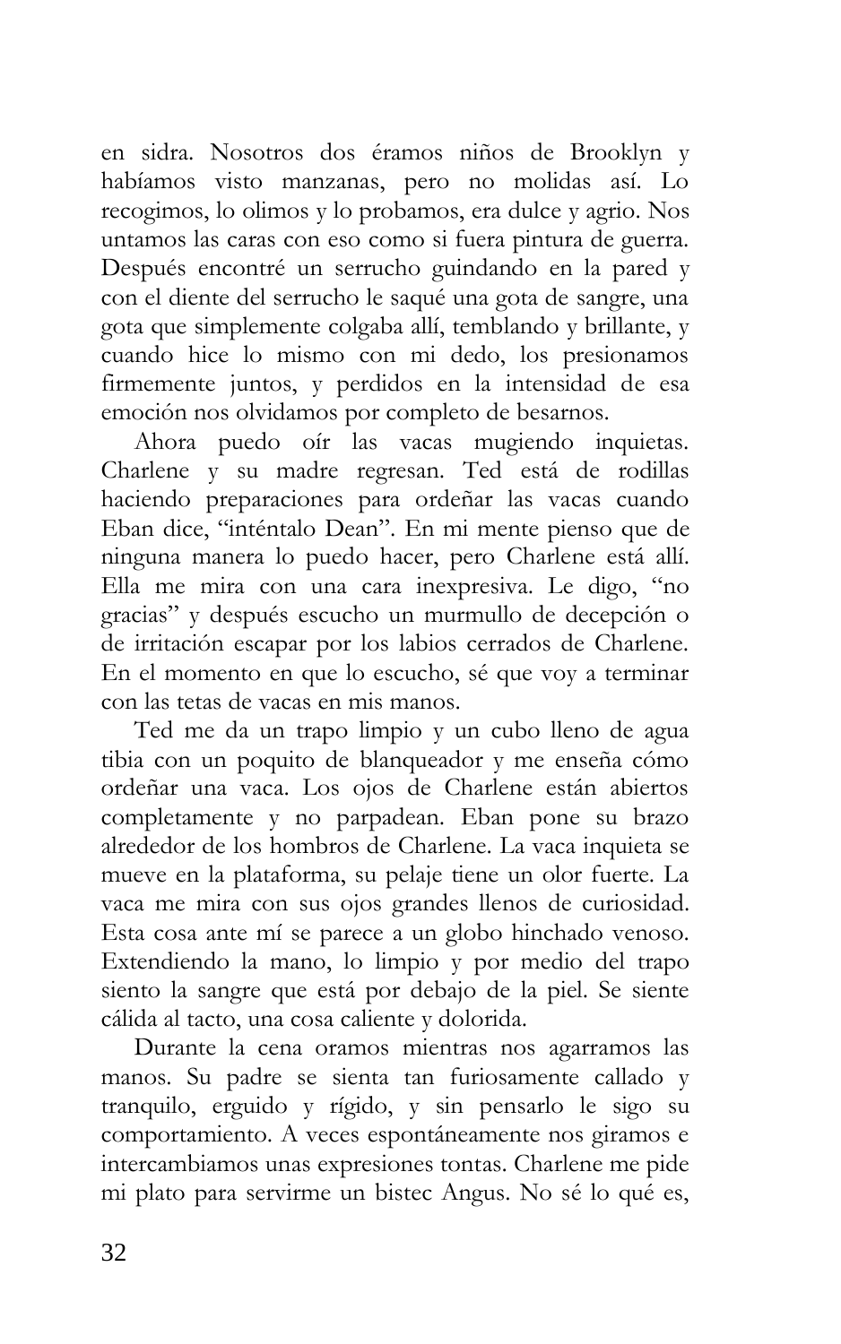en sidra. Nosotros dos éramos niños de Brooklyn y habíamos visto manzanas, pero no molidas así. Lo recogimos, lo olimos y lo probamos, era dulce y agrio. Nos untamos las caras con eso como si fuera pintura de guerra. Después encontré un serrucho guindando en la pared y con el diente del serrucho le saqué una gota de sangre, una gota que simplemente colgaba allí, temblando y brillante, y cuando hice lo mismo con mi dedo, los presionamos firmemente juntos, y perdidos en la intensidad de esa emoción nos olvidamos por completo de besarnos.

Ahora puedo oír las vacas mugiendo inquietas. Charlene y su madre regresan. Ted está de rodillas haciendo preparaciones para ordeñar las vacas cuando Eban dice, "inténtalo Dean". En mi mente pienso que de ninguna manera lo puedo hacer, pero Charlene está allí. Ella me mira con una cara inexpresiva. Le digo, "no gracias" y después escucho un murmullo de decepción o de irritación escapar por los labios cerrados de Charlene. En el momento en que lo escucho, sé que voy a terminar con las tetas de vacas en mis manos.

Ted me da un trapo limpio y un cubo lleno de agua tibia con un poquito de blanqueador y me enseña cómo ordeñar una vaca. Los ojos de Charlene están abiertos completamente y no parpadean. Eban pone su brazo alrededor de los hombros de Charlene. La vaca inquieta se mueve en la plataforma, su pelaje tiene un olor fuerte. La vaca me mira con sus ojos grandes llenos de curiosidad. Esta cosa ante mí se parece a un globo hinchado venoso. Extendiendo la mano, lo limpio y por medio del trapo siento la sangre que está por debajo de la piel. Se siente cálida al tacto, una cosa caliente y dolorida.

Durante la cena oramos mientras nos agarramos las manos. Su padre se sienta tan furiosamente callado y tranquilo, erguido y rígido, y sin pensarlo le sigo su comportamiento. A veces espontáneamente nos giramos e intercambiamos unas expresiones tontas. Charlene me pide mi plato para servirme un bistec Angus. No sé lo qué es,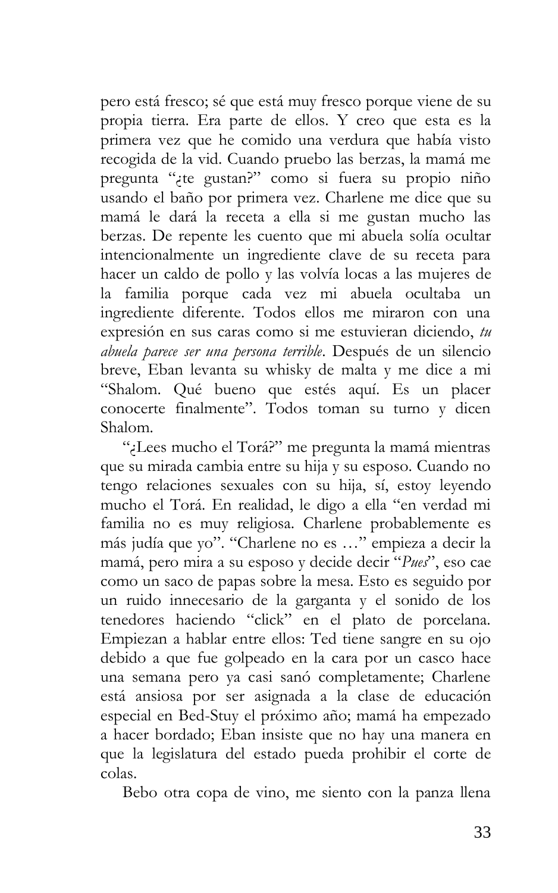pero está fresco; sé que está muy fresco porque viene de su propia tierra. Era parte de ellos. Y creo que esta es la primera vez que he comido una verdura que había visto recogida de la vid. Cuando pruebo las berzas, la mamá me pregunta "¿te gustan?" como si fuera su propio niño usando el baño por primera vez. Charlene me dice que su mamá le dará la receta a ella si me gustan mucho las berzas. De repente les cuento que mi abuela solía ocultar intencionalmente un ingrediente clave de su receta para hacer un caldo de pollo y las volvía locas a las mujeres de la familia porque cada vez mi abuela ocultaba un ingrediente diferente. Todos ellos me miraron con una expresión en sus caras como si me estuvieran diciendo, *tu abuela parece ser una persona terrible*. Después de un silencio breve, Eban levanta su whisky de malta y me dice a mi "Shalom. Qué bueno que estés aquí. Es un placer conocerte finalmente". Todos toman su turno y dicen Shalom.

"¿Lees mucho el Torá?" me pregunta la mamá mientras que su mirada cambia entre su hija y su esposo. Cuando no tengo relaciones sexuales con su hija, sí, estoy leyendo mucho el Torá. En realidad, le digo a ella "en verdad mi familia no es muy religiosa. Charlene probablemente es más judía que yo". "Charlene no es …" empieza a decir la mamá, pero mira a su esposo y decide decir "*Pues*", eso cae como un saco de papas sobre la mesa. Esto es seguido por un ruido innecesario de la garganta y el sonido de los tenedores haciendo "click" en el plato de porcelana. Empiezan a hablar entre ellos: Ted tiene sangre en su ojo debido a que fue golpeado en la cara por un casco hace una semana pero ya casi sanó completamente; Charlene está ansiosa por ser asignada a la clase de educación especial en Bed-Stuy el próximo año; mamá ha empezado a hacer bordado; Eban insiste que no hay una manera en que la legislatura del estado pueda prohibir el corte de colas.

Bebo otra copa de vino, me siento con la panza llena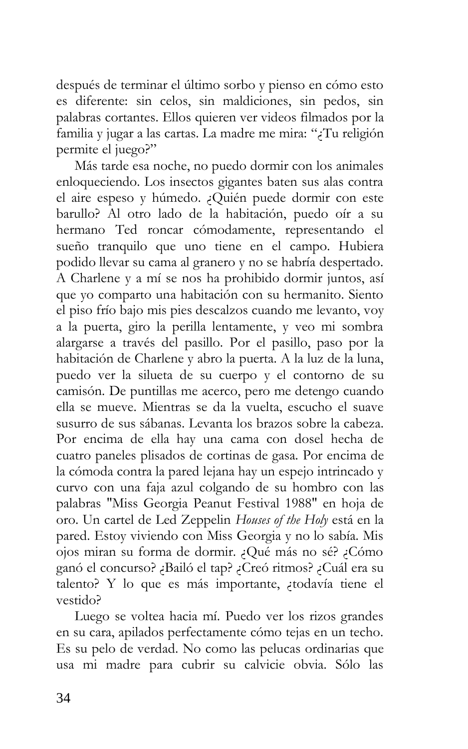después de terminar el último sorbo y pienso en cómo esto es diferente: sin celos, sin maldiciones, sin pedos, sin palabras cortantes. Ellos quieren ver videos filmados por la familia y jugar a las cartas. La madre me mira: "¿Tu religión permite el juego?"

Más tarde esa noche, no puedo dormir con los animales enloqueciendo. Los insectos gigantes baten sus alas contra el aire espeso y húmedo. ¿Quién puede dormir con este barullo? Al otro lado de la habitación, puedo oír a su hermano Ted roncar cómodamente, representando el sueño tranquilo que uno tiene en el campo. Hubiera podido llevar su cama al granero y no se habría despertado. A Charlene y a mí se nos ha prohibido dormir juntos, así que yo comparto una habitación con su hermanito. Siento el piso frío bajo mis pies descalzos cuando me levanto, voy a la puerta, giro la perilla lentamente, y veo mi sombra alargarse a través del pasillo. Por el pasillo, paso por la habitación de Charlene y abro la puerta. A la luz de la luna, puedo ver la silueta de su cuerpo y el contorno de su camisón. De puntillas me acerco, pero me detengo cuando ella se mueve. Mientras se da la vuelta, escucho el suave susurro de sus sábanas. Levanta los brazos sobre la cabeza. Por encima de ella hay una cama con dosel hecha de cuatro paneles plisados de cortinas de gasa. Por encima de la cómoda contra la pared lejana hay un espejo intrincado y curvo con una faja azul colgando de su hombro con las palabras "Miss Georgia Peanut Festival 1988" en hoja de oro. Un cartel de Led Zeppelin *Houses of the Holy* está en la pared. Estoy viviendo con Miss Georgia y no lo sabía. Mis ojos miran su forma de dormir. ¿Qué más no sé? ¿Cómo ganó el concurso? ¿Bailó el tap? ¿Creó ritmos? ¿Cuál era su talento? Y lo que es más importante, ¿todavía tiene el vestido?

Luego se voltea hacia mí. Puedo ver los rizos grandes en su cara, apilados perfectamente cómo tejas en un techo. Es su pelo de verdad. No como las pelucas ordinarias que usa mi madre para cubrir su calvicie obvia. Sólo las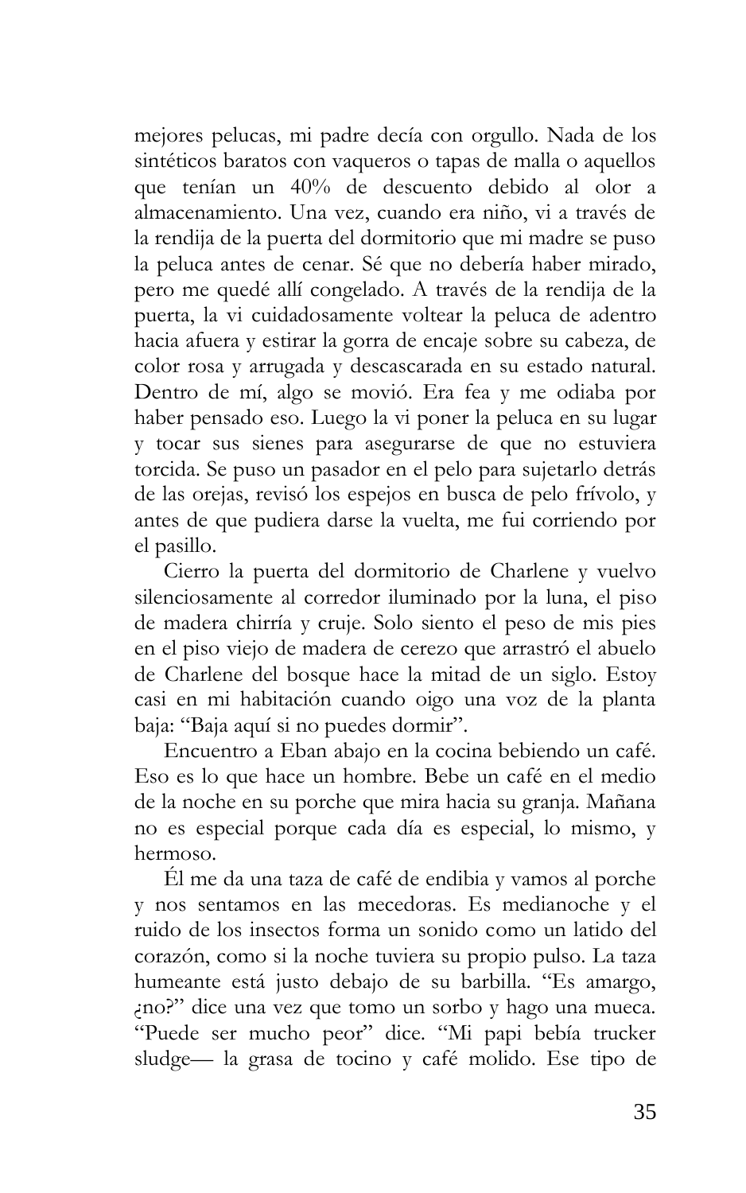mejores pelucas, mi padre decía con orgullo. Nada de los sintéticos baratos con vaqueros o tapas de malla o aquellos que tenían un 40% de descuento debido al olor a almacenamiento. Una vez, cuando era niño, vi a través de la rendija de la puerta del dormitorio que mi madre se puso la peluca antes de cenar. Sé que no debería haber mirado, pero me quedé allí congelado. A través de la rendija de la puerta, la vi cuidadosamente voltear la peluca de adentro hacia afuera y estirar la gorra de encaje sobre su cabeza, de color rosa y arrugada y descascarada en su estado natural. Dentro de mí, algo se movió. Era fea y me odiaba por haber pensado eso. Luego la vi poner la peluca en su lugar y tocar sus sienes para asegurarse de que no estuviera torcida. Se puso un pasador en el pelo para sujetarlo detrás de las orejas, revisó los espejos en busca de pelo frívolo, y antes de que pudiera darse la vuelta, me fui corriendo por el pasillo.

Cierro la puerta del dormitorio de Charlene y vuelvo silenciosamente al corredor iluminado por la luna, el piso de madera chirría y cruje. Solo siento el peso de mis pies en el piso viejo de madera de cerezo que arrastró el abuelo de Charlene del bosque hace la mitad de un siglo. Estoy casi en mi habitación cuando oigo una voz de la planta baja: "Baja aquí si no puedes dormir".

Encuentro a Eban abajo en la cocina bebiendo un café. Eso es lo que hace un hombre. Bebe un café en el medio de la noche en su porche que mira hacia su granja. Mañana no es especial porque cada día es especial, lo mismo, y hermoso.

Él me da una taza de café de endibia y vamos al porche y nos sentamos en las mecedoras. Es medianoche y el ruido de los insectos forma un sonido como un latido del corazón, como si la noche tuviera su propio pulso. La taza humeante está justo debajo de su barbilla. "Es amargo, ¿no?" dice una vez que tomo un sorbo y hago una mueca. "Puede ser mucho peor" dice. "Mi papi bebía trucker sludge— la grasa de tocino y café molido. Ese tipo de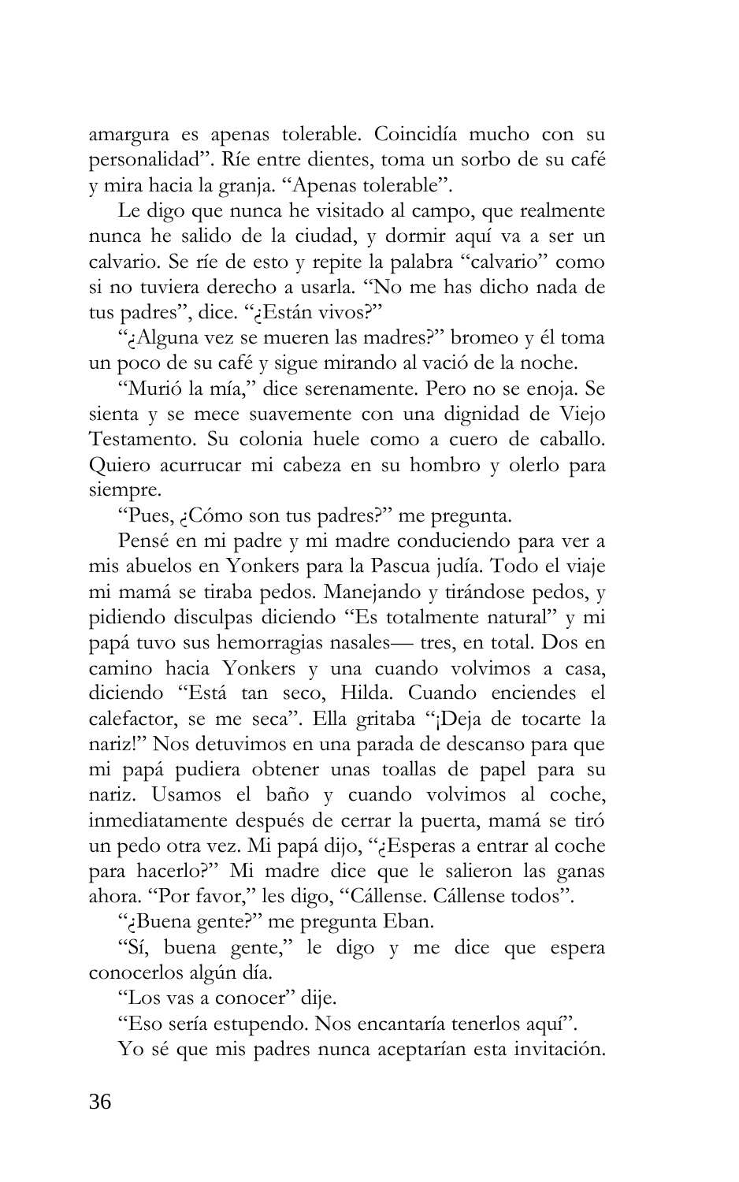amargura es apenas tolerable. Coincidía mucho con su personalidad". Ríe entre dientes, toma un sorbo de su café y mira hacia la granja. "Apenas tolerable".

Le digo que nunca he visitado al campo, que realmente nunca he salido de la ciudad, y dormir aquí va a ser un calvario. Se ríe de esto y repite la palabra "calvario" como si no tuviera derecho a usarla. "No me has dicho nada de tus padres", dice. "¿Están vivos?"

"¿Alguna vez se mueren las madres?" bromeo y él toma un poco de su café y sigue mirando al vació de la noche.

"Murió la mía," dice serenamente. Pero no se enoja. Se sienta y se mece suavemente con una dignidad de Viejo Testamento. Su colonia huele como a cuero de caballo. Quiero acurrucar mi cabeza en su hombro y olerlo para siempre.

"Pues, ¿Cómo son tus padres?" me pregunta.

Pensé en mi padre y mi madre conduciendo para ver a mis abuelos en Yonkers para la Pascua judía. Todo el viaje mi mamá se tiraba pedos. Manejando y tirándose pedos, y pidiendo disculpas diciendo "Es totalmente natural" y mi papá tuvo sus hemorragias nasales— tres, en total. Dos en camino hacia Yonkers y una cuando volvimos a casa, diciendo "Está tan seco, Hilda. Cuando enciendes el calefactor, se me seca". Ella gritaba "¡Deja de tocarte la nariz!" Nos detuvimos en una parada de descanso para que mi papá pudiera obtener unas toallas de papel para su nariz. Usamos el baño y cuando volvimos al coche, inmediatamente después de cerrar la puerta, mamá se tiró un pedo otra vez. Mi papá dijo, "¿Esperas a entrar al coche para hacerlo?" Mi madre dice que le salieron las ganas ahora. "Por favor," les digo, "Cállense. Cállense todos".

"¿Buena gente?" me pregunta Eban.

"Sí, buena gente," le digo y me dice que espera conocerlos algún día.

"Los vas a conocer" dije.

"Eso sería estupendo. Nos encantaría tenerlos aquí".

Yo sé que mis padres nunca aceptarían esta invitación.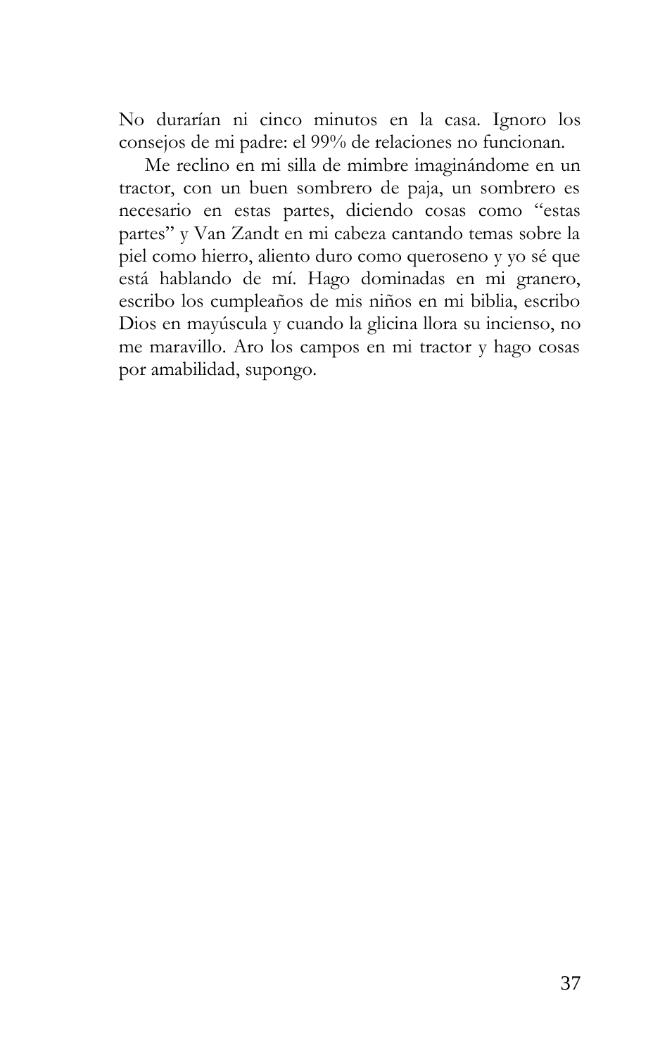No durarían ni cinco minutos en la casa. Ignoro los consejos de mi padre: el 99% de relaciones no funcionan.

Me reclino en mi silla de mimbre imaginándome en un tractor, con un buen sombrero de paja, un sombrero es necesario en estas partes, diciendo cosas como "estas partes" y Van Zandt en mi cabeza cantando temas sobre la piel como hierro, aliento duro como queroseno y yo sé que está hablando de mí. Hago dominadas en mi granero, escribo los cumpleaños de mis niños en mi biblia, escribo Dios en mayúscula y cuando la glicina llora su incienso, no me maravillo. Aro los campos en mi tractor y hago cosas por amabilidad, supongo.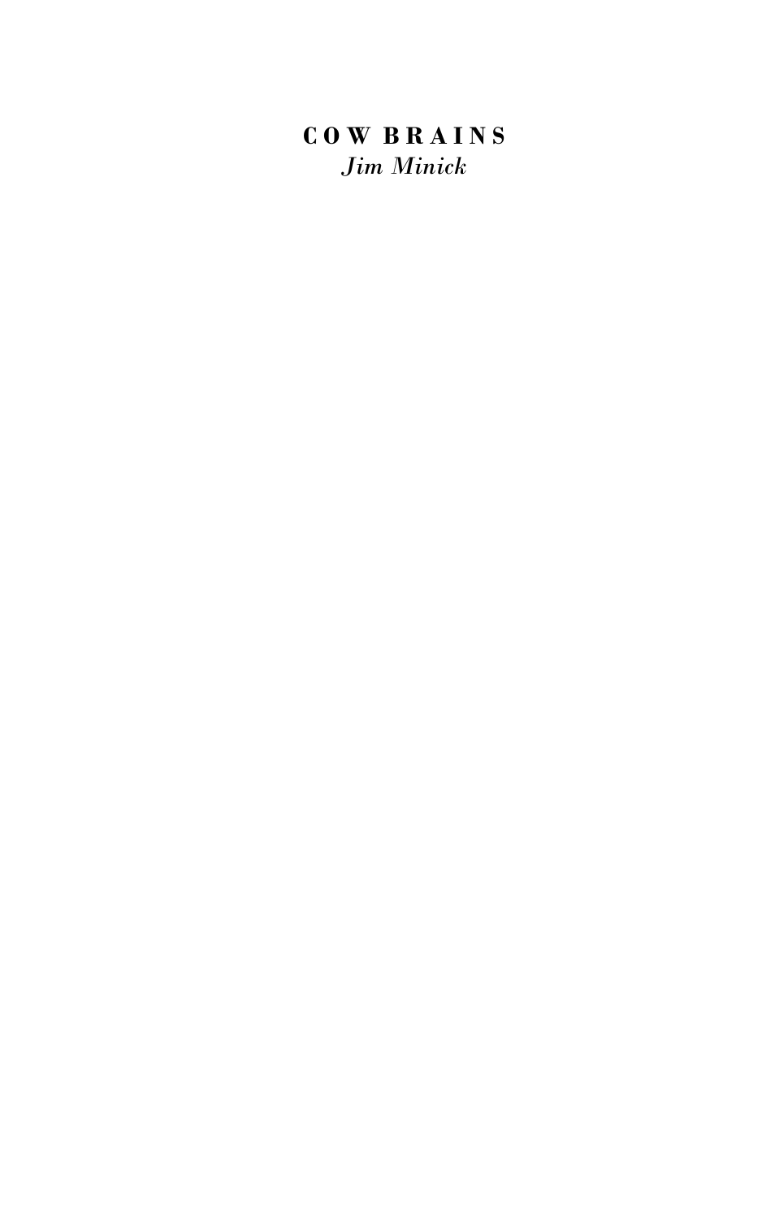# COW BRAINS

*Jim Minick*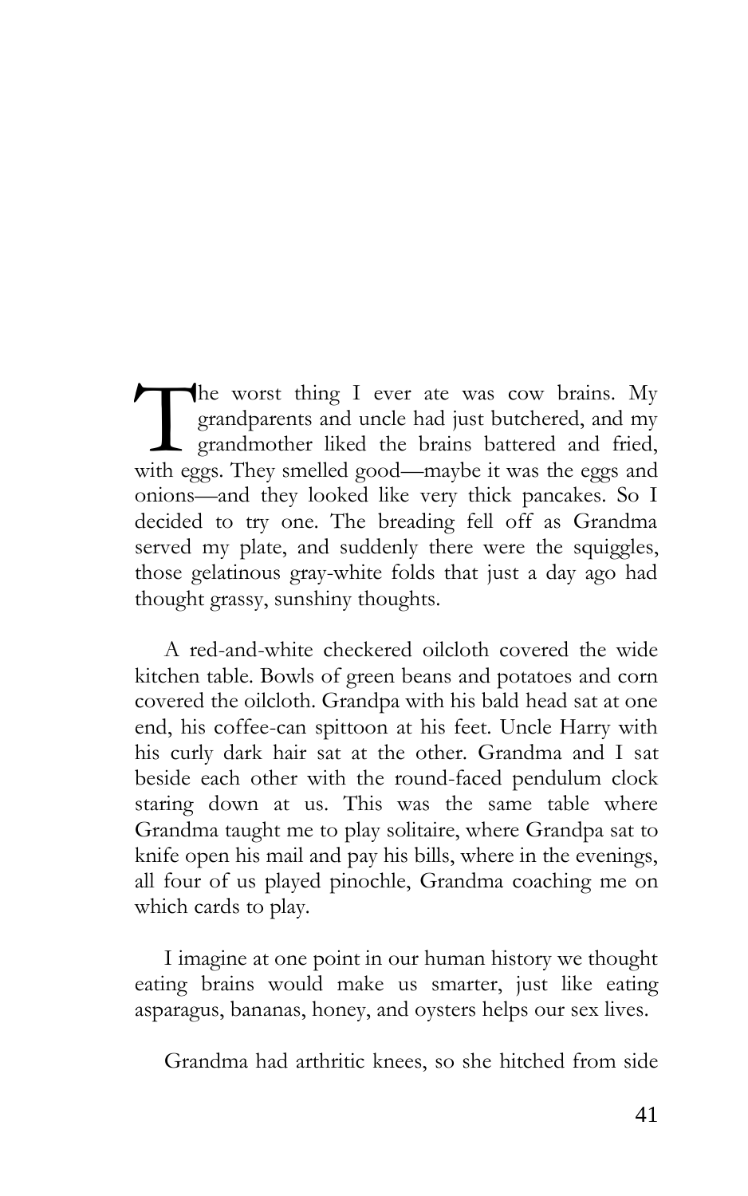The worst thing I ever ate was cow brains. My grandparents and uncle had just butchered, and my grandmother liked the brains battered and fried, with eggs. They smelled good—maybe it was the eggs and onions—and they looked like very thick pancakes. So I decided to try one. The breading fell off as Grandma served my plate, and suddenly there were the squiggles, those gelatinous gray-white folds that just a day ago had thought grassy, sunshiny thoughts.

A red-and-white checkered oilcloth covered the wide kitchen table. Bowls of green beans and potatoes and corn covered the oilcloth. Grandpa with his bald head sat at one end, his coffee-can spittoon at his feet. Uncle Harry with his curly dark hair sat at the other. Grandma and I sat beside each other with the round-faced pendulum clock staring down at us. This was the same table where Grandma taught me to play solitaire, where Grandpa sat to knife open his mail and pay his bills, where in the evenings, all four of us played pinochle, Grandma coaching me on which cards to play.

I imagine at one point in our human history we thought eating brains would make us smarter, just like eating asparagus, bananas, honey, and oysters helps our sex lives.

Grandma had arthritic knees, so she hitched from side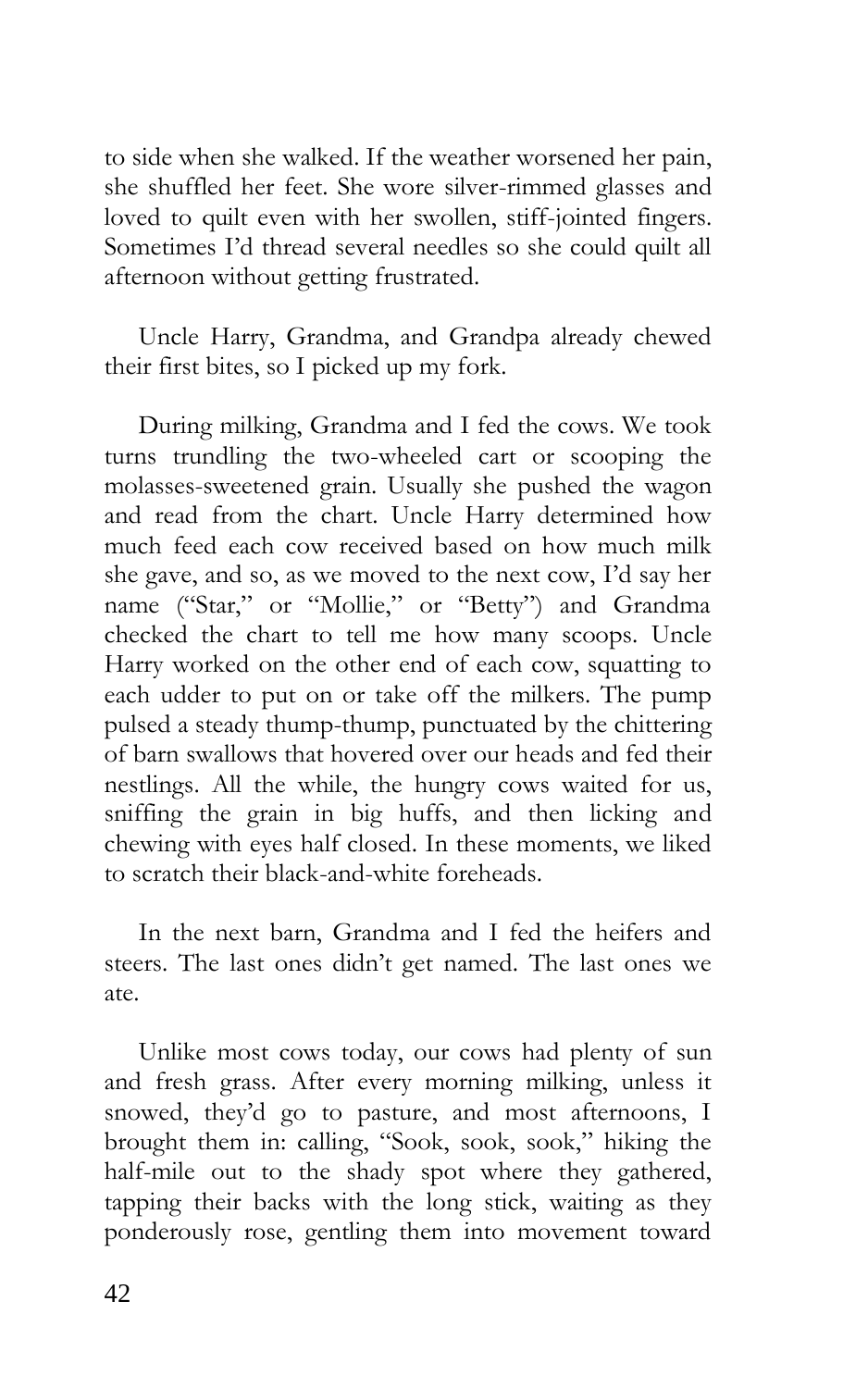to side when she walked. If the weather worsened her pain, she shuffled her feet. She wore silver-rimmed glasses and loved to quilt even with her swollen, stiff-jointed fingers. Sometimes I'd thread several needles so she could quilt all afternoon without getting frustrated.

Uncle Harry, Grandma, and Grandpa already chewed their first bites, so I picked up my fork.

During milking, Grandma and I fed the cows. We took turns trundling the two-wheeled cart or scooping the molasses-sweetened grain. Usually she pushed the wagon and read from the chart. Uncle Harry determined how much feed each cow received based on how much milk she gave, and so, as we moved to the next cow, I'd say her name ("Star," or "Mollie," or "Betty") and Grandma checked the chart to tell me how many scoops. Uncle Harry worked on the other end of each cow, squatting to each udder to put on or take off the milkers. The pump pulsed a steady thump-thump, punctuated by the chittering of barn swallows that hovered over our heads and fed their nestlings. All the while, the hungry cows waited for us, sniffing the grain in big huffs, and then licking and chewing with eyes half closed. In these moments, we liked to scratch their black-and-white foreheads.

In the next barn, Grandma and I fed the heifers and steers. The last ones didn't get named. The last ones we ate.

Unlike most cows today, our cows had plenty of sun and fresh grass. After every morning milking, unless it snowed, they'd go to pasture, and most afternoons, I brought them in: calling, "Sook, sook, sook," hiking the half-mile out to the shady spot where they gathered, tapping their backs with the long stick, waiting as they ponderously rose, gentling them into movement toward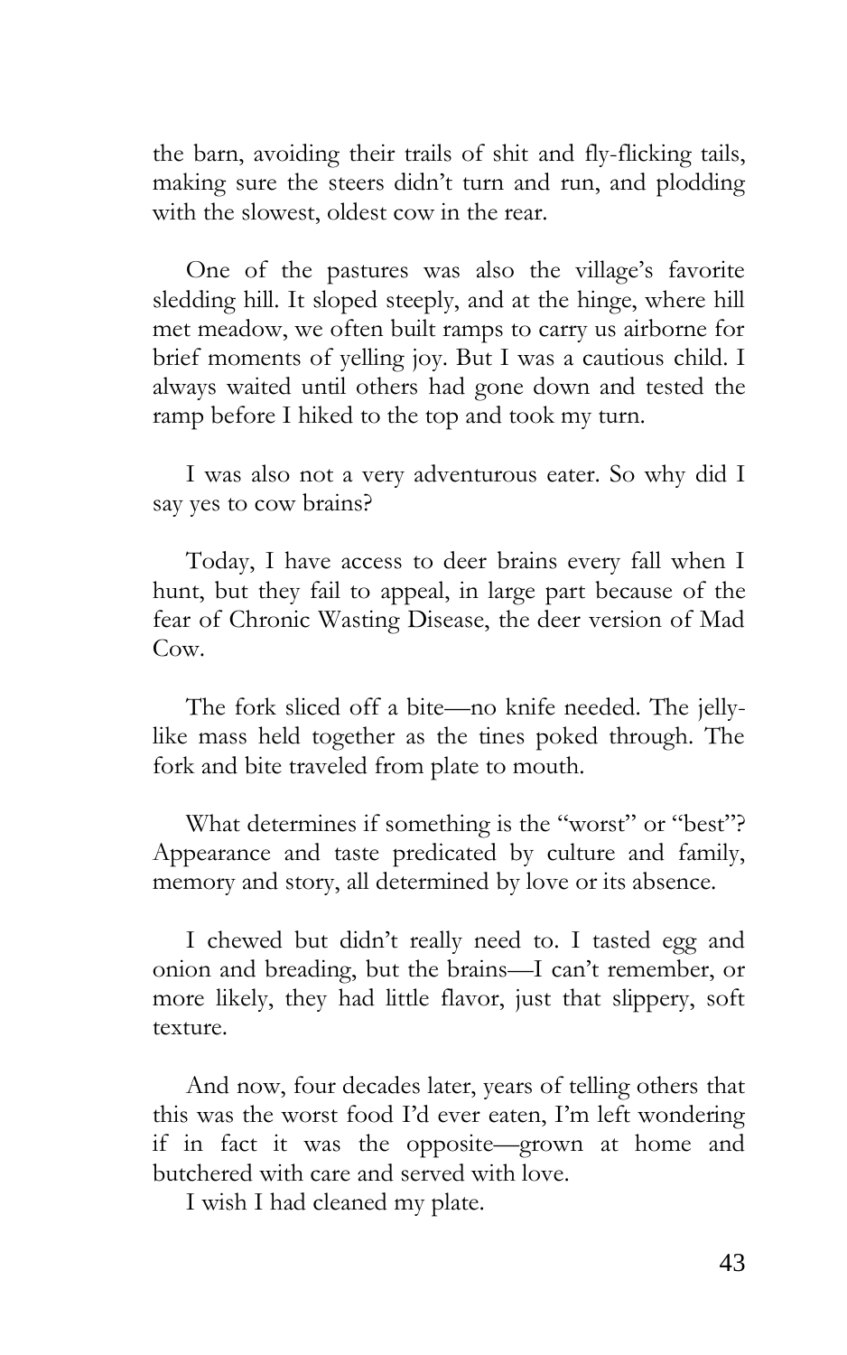the barn, avoiding their trails of shit and fly-flicking tails, making sure the steers didn't turn and run, and plodding with the slowest, oldest cow in the rear.

One of the pastures was also the village's favorite sledding hill. It sloped steeply, and at the hinge, where hill met meadow, we often built ramps to carry us airborne for brief moments of yelling joy. But I was a cautious child. I always waited until others had gone down and tested the ramp before I hiked to the top and took my turn.

I was also not a very adventurous eater. So why did I say yes to cow brains?

Today, I have access to deer brains every fall when I hunt, but they fail to appeal, in large part because of the fear of Chronic Wasting Disease, the deer version of Mad Cow.

The fork sliced off a bite—no knife needed. The jelly-like mass held together as the tines poked through. The fork and bite traveled from plate to mouth.

What determines if something is the "worst" or "best"? Appearance and taste predicated by culture and family, memory and story, all determined by love or its absence.

I chewed but didn't really need to. I tasted egg and onion and breading, but the brains—I can't remember, or more likely, they had little flavor, just that slippery, soft texture.

And now, four decades later, years of telling others that this was the worst food I'd ever eaten, I'm left wondering if in fact it was the opposite—grown at home and butchered with care and served with love.

I wish I had cleaned my plate.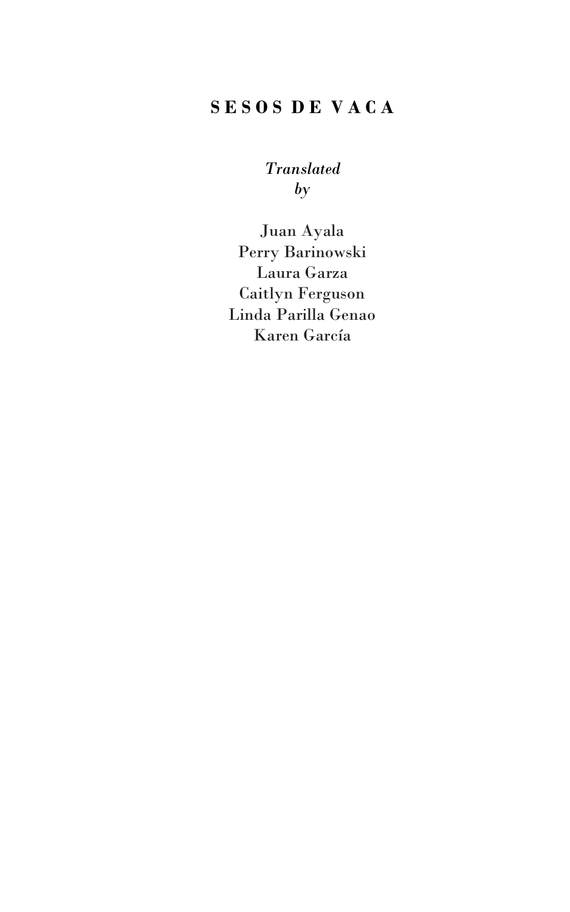# SESOS DE VACA

*Translated by*

Juan Ayala
Perry Barinowski
Laura Garza
Caitlyn Ferguson
Linda Parilla Genao
Karen García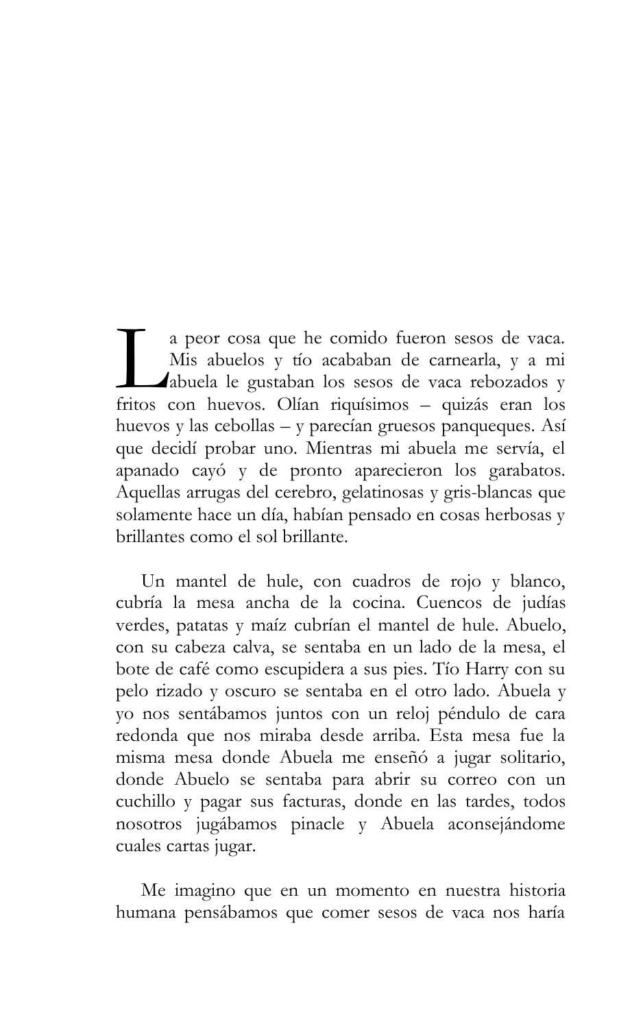La peor cosa que he comido fueron sesos de vaca. Mis abuelos y tío acababan de carnearla, y a mi abuela le gustaban los sesos de vaca rebozados y fritos con huevos. Olían riquísimos – quizás eran los huevos y las cebollas – y parecían gruesos panqueques. Así que decidí probar uno. Mientras mi abuela me servía, el apanado cayó y de pronto aparecieron los garabatos. Aquellas arrugas del cerebro, gelatinosas y gris-blancas que solamente hace un día, habían pensado en cosas herbosas y brillantes como el sol brillante.

Un mantel de hule, con cuadros de rojo y blanco, cubría la mesa ancha de la cocina. Cuencos de judías verdes, patatas y maíz cubrían el mantel de hule. Abuelo, con su cabeza calva, se sentaba en un lado de la mesa, el bote de café como escupidera a sus pies. Tío Harry con su pelo rizado y oscuro se sentaba en el otro lado. Abuela y yo nos sentábamos juntos con un reloj péndulo de cara redonda que nos miraba desde arriba. Esta mesa fue la misma mesa donde Abuela me enseñó a jugar solitario, donde Abuelo se sentaba para abrir su correo con un cuchillo y pagar sus facturas, donde en las tardes, todos nosotros jugábamos pinacle y Abuela aconsejándome cuales cartas jugar.

Me imagino que en un momento en nuestra historia humana pensábamos que comer sesos de vaca nos haría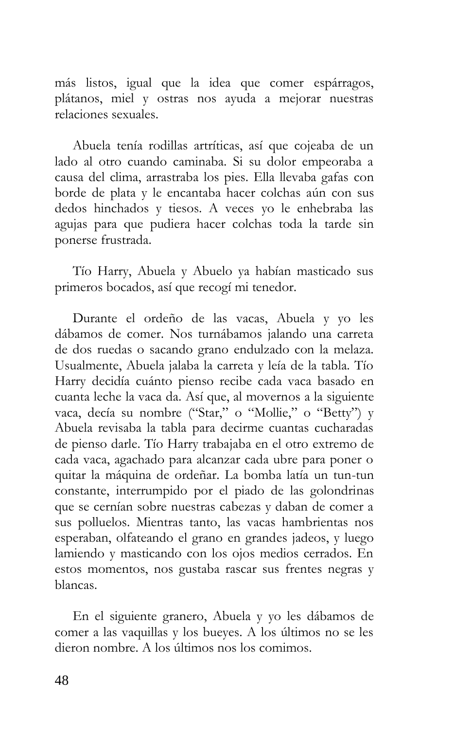más listos, igual que la idea que comer espárragos, plátanos, miel y ostras nos ayuda a mejorar nuestras relaciones sexuales.

Abuela tenía rodillas artríticas, así que cojeaba de un lado al otro cuando caminaba. Si su dolor empeoraba a causa del clima, arrastraba los pies. Ella llevaba gafas con borde de plata y le encantaba hacer colchas aún con sus dedos hinchados y tiesos. A veces yo le enhebraba las agujas para que pudiera hacer colchas toda la tarde sin ponerse frustrada.

Tío Harry, Abuela y Abuelo ya habían masticado sus primeros bocados, así que recogí mi tenedor.

Durante el ordeño de las vacas, Abuela y yo les dábamos de comer. Nos turnábamos jalando una carreta de dos ruedas o sacando grano endulzado con la melaza. Usualmente, Abuela jalaba la carreta y leía de la tabla. Tío Harry decidía cuánto pienso recibe cada vaca basado en cuanta leche la vaca da. Así que, al movernos a la siguiente vaca, decía su nombre ("Star," o "Mollie," o "Betty") y Abuela revisaba la tabla para decirme cuantas cucharadas de pienso darle. Tío Harry trabajaba en el otro extremo de cada vaca, agachado para alcanzar cada ubre para poner o quitar la máquina de ordeñar. La bomba latía un tun-tun constante, interrumpido por el piado de las golondrinas que se cernían sobre nuestras cabezas y daban de comer a sus polluelos. Mientras tanto, las vacas hambrientas nos esperaban, olfateando el grano en grandes jadeos, y luego lamiendo y masticando con los ojos medios cerrados. En estos momentos, nos gustaba rascar sus frentes negras y blancas.

En el siguiente granero, Abuela y yo les dábamos de comer a las vaquillas y los bueyes. A los últimos no se les dieron nombre. A los últimos nos los comimos.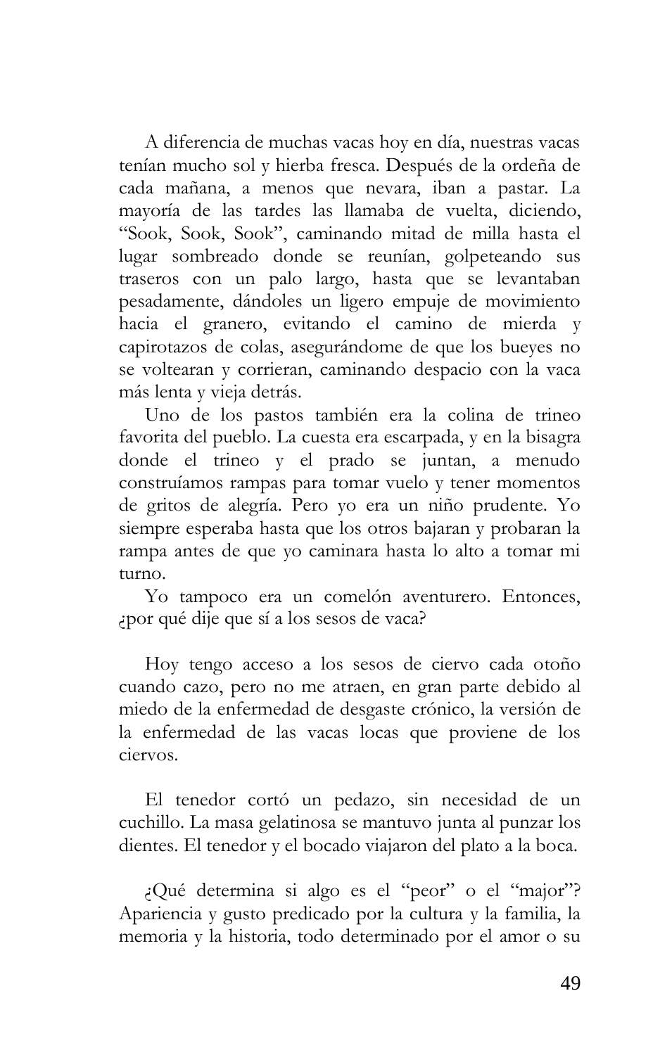A diferencia de muchas vacas hoy en día, nuestras vacas tenían mucho sol y hierba fresca. Después de la ordeña de cada mañana, a menos que nevara, iban a pastar. La mayoría de las tardes las llamaba de vuelta, diciendo, "Sook, Sook, Sook", caminando mitad de milla hasta el lugar sombreado donde se reunían, golpeteando sus traseros con un palo largo, hasta que se levantaban pesadamente, dándoles un ligero empuje de movimiento hacia el granero, evitando el camino de mierda y capirotazos de colas, asegurándome de que los bueyes no se voltearan y corrieran, caminando despacio con la vaca más lenta y vieja detrás.

Uno de los pastos también era la colina de trineo favorita del pueblo. La cuesta era escarpada, y en la bisagra donde el trineo y el prado se juntan, a menudo construíamos rampas para tomar vuelo y tener momentos de gritos de alegría. Pero yo era un niño prudente. Yo siempre esperaba hasta que los otros bajaran y probaran la rampa antes de que yo caminara hasta lo alto a tomar mi turno.

Yo tampoco era un comelón aventurero. Entonces, ¿por qué dije que sí a los sesos de vaca?

Hoy tengo acceso a los sesos de ciervo cada otoño cuando cazo, pero no me atraen, en gran parte debido al miedo de la enfermedad de desgaste crónico, la versión de la enfermedad de las vacas locas que proviene de los ciervos.

El tenedor cortó un pedazo, sin necesidad de un cuchillo. La masa gelatinosa se mantuvo junta al punzar los dientes. El tenedor y el bocado viajaron del plato a la boca.

¿Qué determina si algo es el "peor" o el "major"? Apariencia y gusto predicado por la cultura y la familia, la memoria y la historia, todo determinado por el amor o su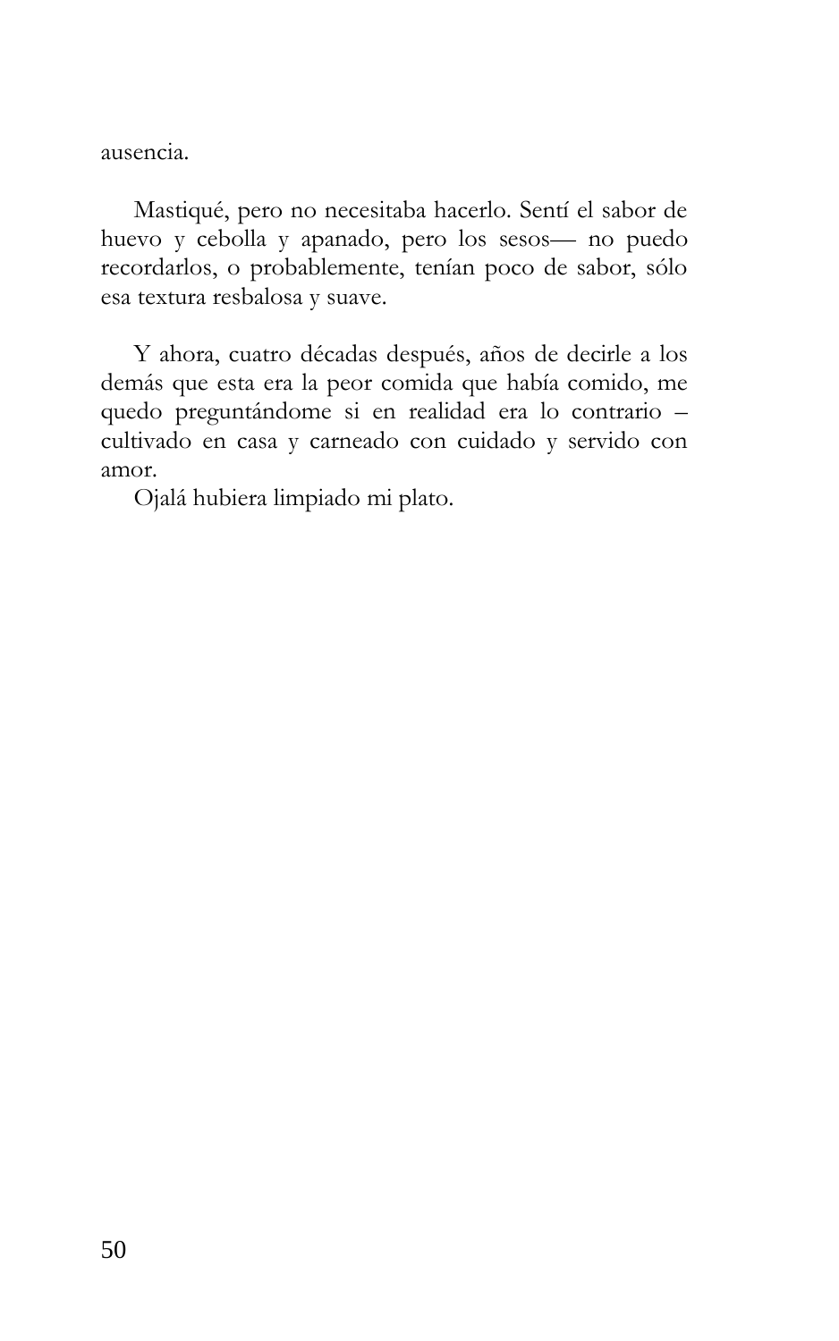ausencia.

Mastiqué, pero no necesitaba hacerlo. Sentí el sabor de huevo y cebolla y apanado, pero los sesos— no puedo recordarlos, o probablemente, tenían poco de sabor, sólo esa textura resbalosa y suave.

Y ahora, cuatro décadas después, años de decirle a los demás que esta era la peor comida que había comido, me quedo preguntándome si en realidad era lo contrario – cultivado en casa y carneado con cuidado y servido con amor.

Ojalá hubiera limpiado mi plato.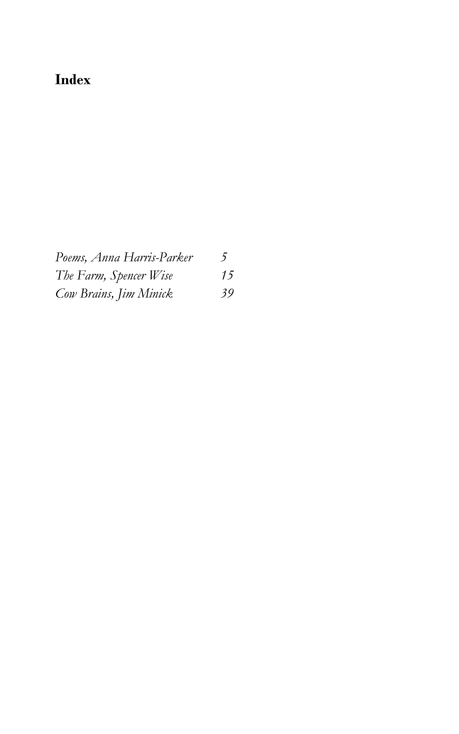## Index

| | |
|---|---|
| *Poems, Anna Harris-Parker* | *5* |
| *The Farm, Spencer Wise* | *15* |
| *Cow Brains, Jim Minick* | *39* |